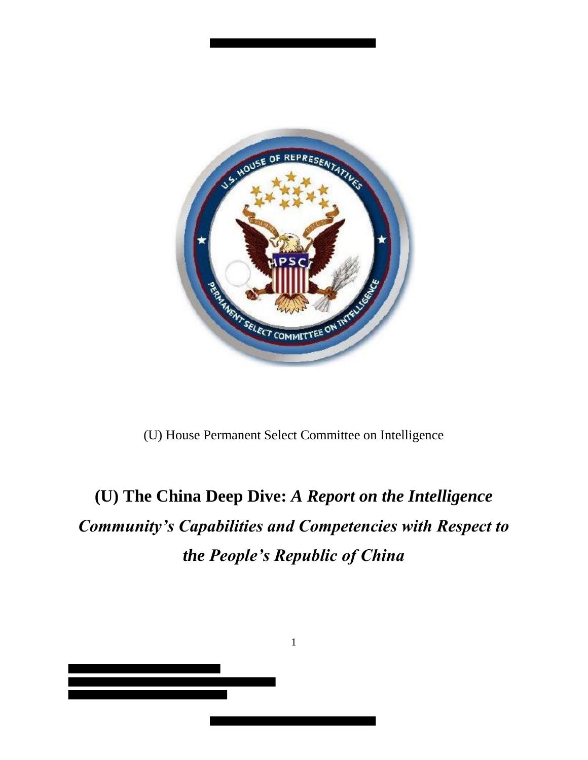(U) House Permanent Select Committee on Intelligence

# (U) The China Deep Dive: *A Report on the Intelligence Community's Capabilities and Competencies with Respect to the People's Republic of China*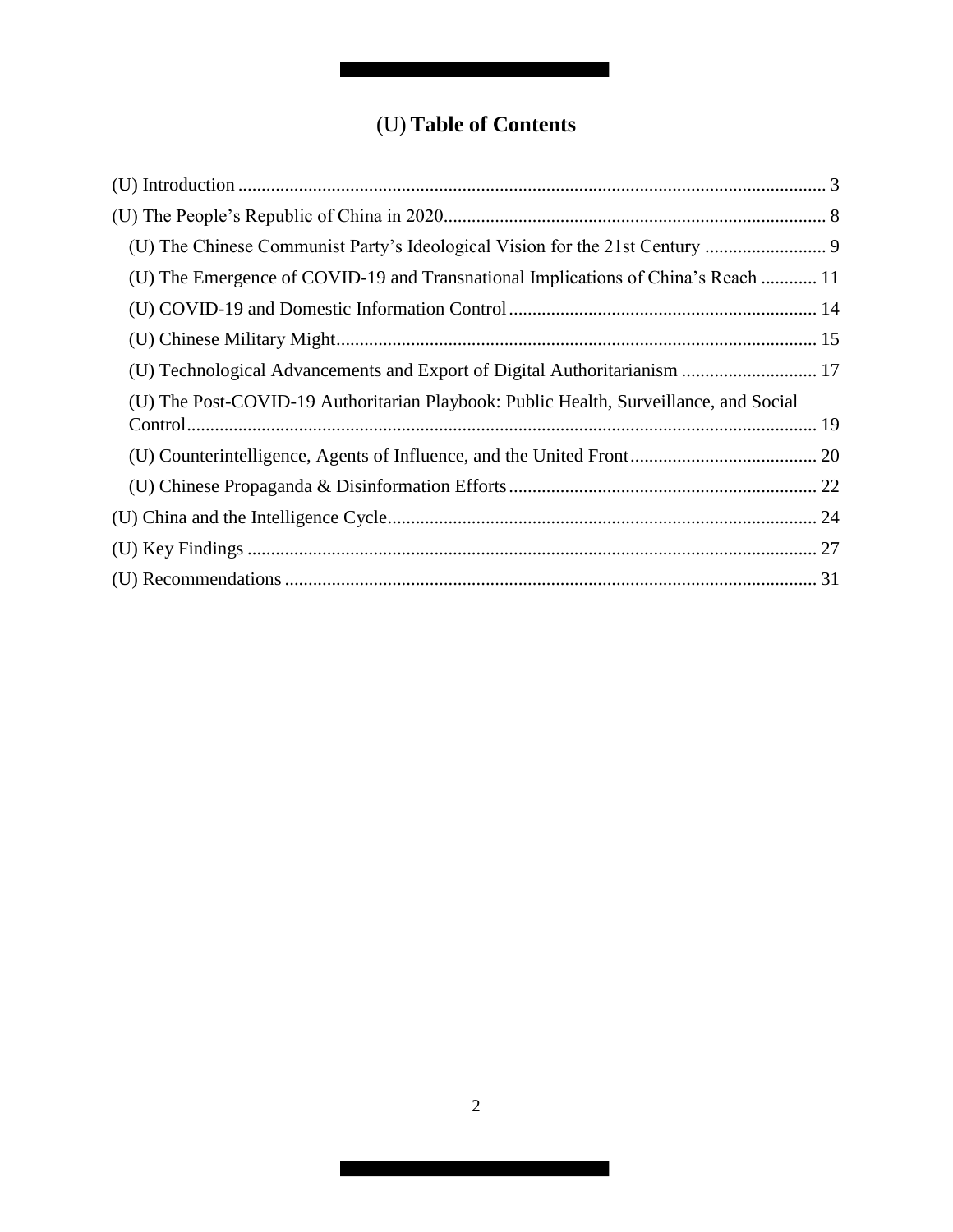# (U) Table of Contents

(U) Introduction ........................................................................................................................ 3

(U) The People's Republic of China in 2020................................................................................ 8

- (U) The Chinese Communist Party's Ideological Vision for the 21st Century .......................... 9
- (U) The Emergence of COVID-19 and Transnational Implications of China's Reach ............ 11
- (U) COVID-19 and Domestic Information Control ................................................................ 14
- (U) Chinese Military Might...................................................................................................... 15
- (U) Technological Advancements and Export of Digital Authoritarianism ............................. 17
- (U) The Post-COVID-19 Authoritarian Playbook: Public Health, Surveillance, and Social Control...................................................................................................................................... 19
- (U) Counterintelligence, Agents of Influence, and the United Front........................................ 20
- (U) Chinese Propaganda & Disinformation Efforts.................................................................. 22

(U) China and the Intelligence Cycle........................................................................................... 24

(U) Key Findings .......................................................................................................................... 27

(U) Recommendations .................................................................................................................. 31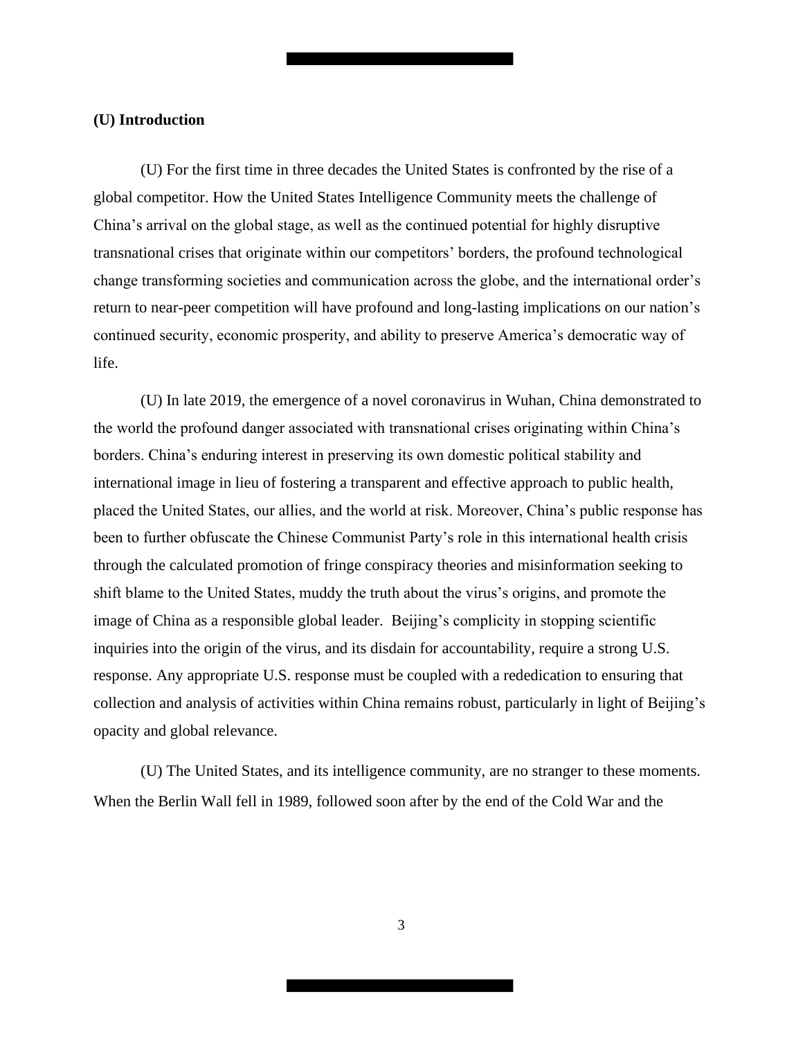## (U) Introduction

(U) For the first time in three decades the United States is confronted by the rise of a global competitor. How the United States Intelligence Community meets the challenge of China's arrival on the global stage, as well as the continued potential for highly disruptive transnational crises that originate within our competitors' borders, the profound technological change transforming societies and communication across the globe, and the international order's return to near-peer competition will have profound and long-lasting implications on our nation's continued security, economic prosperity, and ability to preserve America's democratic way of life.

(U) In late 2019, the emergence of a novel coronavirus in Wuhan, China demonstrated to the world the profound danger associated with transnational crises originating within China's borders. China's enduring interest in preserving its own domestic political stability and international image in lieu of fostering a transparent and effective approach to public health, placed the United States, our allies, and the world at risk. Moreover, China's public response has been to further obfuscate the Chinese Communist Party's role in this international health crisis through the calculated promotion of fringe conspiracy theories and misinformation seeking to shift blame to the United States, muddy the truth about the virus's origins, and promote the image of China as a responsible global leader. Beijing's complicity in stopping scientific inquiries into the origin of the virus, and its disdain for accountability, require a strong U.S. response. Any appropriate U.S. response must be coupled with a rededication to ensuring that collection and analysis of activities within China remains robust, particularly in light of Beijing's opacity and global relevance.

(U) The United States, and its intelligence community, are no stranger to these moments. When the Berlin Wall fell in 1989, followed soon after by the end of the Cold War and the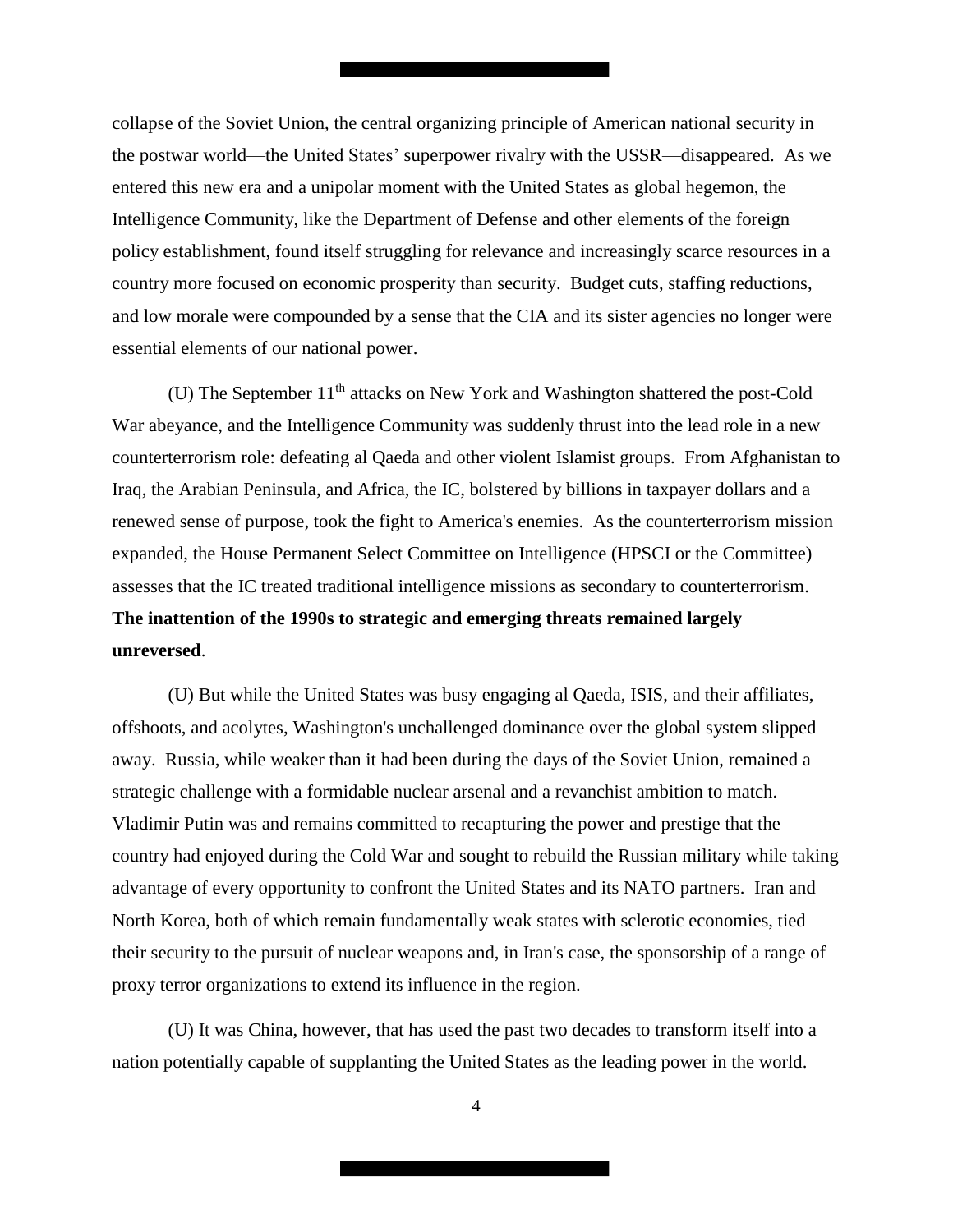collapse of the Soviet Union, the central organizing principle of American national security in the postwar world—the United States' superpower rivalry with the USSR—disappeared. As we entered this new era and a unipolar moment with the United States as global hegemon, the Intelligence Community, like the Department of Defense and other elements of the foreign policy establishment, found itself struggling for relevance and increasingly scarce resources in a country more focused on economic prosperity than security. Budget cuts, staffing reductions, and low morale were compounded by a sense that the CIA and its sister agencies no longer were essential elements of our national power.

(U) The September 11th attacks on New York and Washington shattered the post-Cold War abeyance, and the Intelligence Community was suddenly thrust into the lead role in a new counterterrorism role: defeating al Qaeda and other violent Islamist groups. From Afghanistan to Iraq, the Arabian Peninsula, and Africa, the IC, bolstered by billions in taxpayer dollars and a renewed sense of purpose, took the fight to America's enemies. As the counterterrorism mission expanded, the House Permanent Select Committee on Intelligence (HPSCI or the Committee) assesses that the IC treated traditional intelligence missions as secondary to counterterrorism. **The inattention of the 1990s to strategic and emerging threats remained largely unreversed**.

(U) But while the United States was busy engaging al Qaeda, ISIS, and their affiliates, offshoots, and acolytes, Washington's unchallenged dominance over the global system slipped away. Russia, while weaker than it had been during the days of the Soviet Union, remained a strategic challenge with a formidable nuclear arsenal and a revanchist ambition to match. Vladimir Putin was and remains committed to recapturing the power and prestige that the country had enjoyed during the Cold War and sought to rebuild the Russian military while taking advantage of every opportunity to confront the United States and its NATO partners. Iran and North Korea, both of which remain fundamentally weak states with sclerotic economies, tied their security to the pursuit of nuclear weapons and, in Iran's case, the sponsorship of a range of proxy terror organizations to extend its influence in the region.

(U) It was China, however, that has used the past two decades to transform itself into a nation potentially capable of supplanting the United States as the leading power in the world.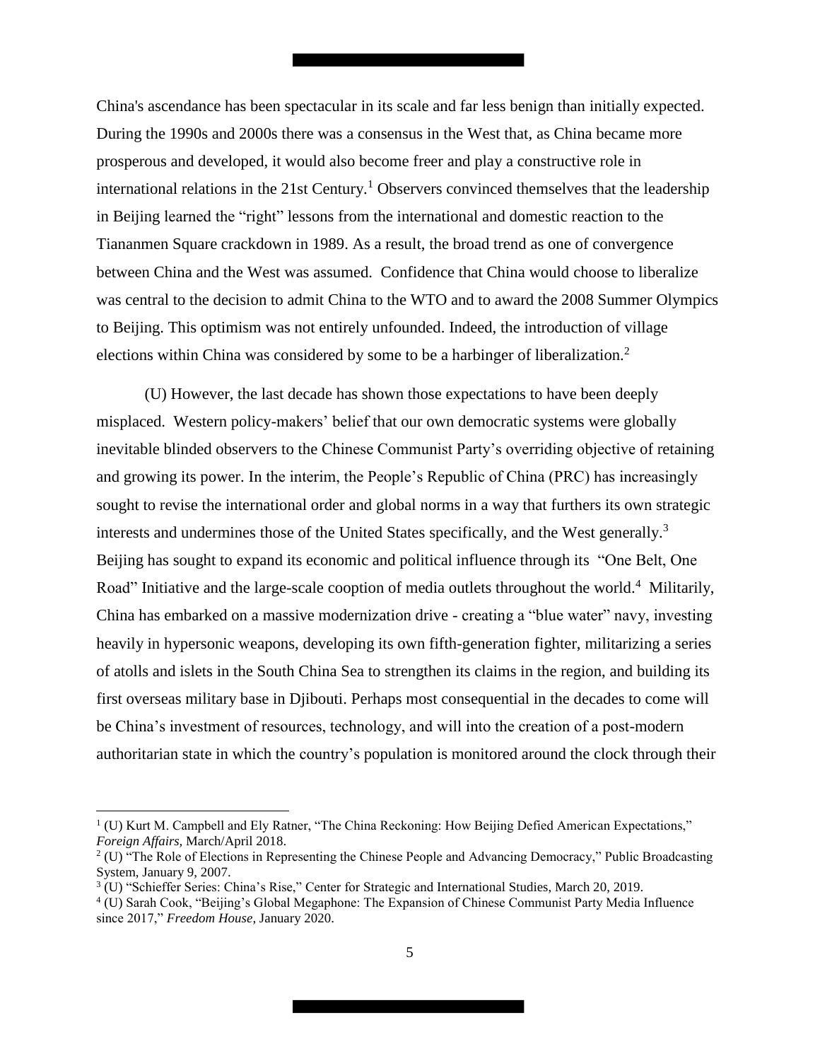China's ascendance has been spectacular in its scale and far less benign than initially expected. During the 1990s and 2000s there was a consensus in the West that, as China became more prosperous and developed, it would also become freer and play a constructive role in international relations in the 21st Century.[1] Observers convinced themselves that the leadership in Beijing learned the "right" lessons from the international and domestic reaction to the Tiananmen Square crackdown in 1989. As a result, the broad trend as one of convergence between China and the West was assumed. Confidence that China would choose to liberalize was central to the decision to admit China to the WTO and to award the 2008 Summer Olympics to Beijing. This optimism was not entirely unfounded. Indeed, the introduction of village elections within China was considered by some to be a harbinger of liberalization.[2]

(U) However, the last decade has shown those expectations to have been deeply misplaced. Western policy-makers' belief that our own democratic systems were globally inevitable blinded observers to the Chinese Communist Party's overriding objective of retaining and growing its power. In the interim, the People's Republic of China (PRC) has increasingly sought to revise the international order and global norms in a way that furthers its own strategic interests and undermines those of the United States specifically, and the West generally.[3] Beijing has sought to expand its economic and political influence through its "One Belt, One Road" Initiative and the large-scale cooption of media outlets throughout the world.[4] Militarily, China has embarked on a massive modernization drive - creating a "blue water" navy, investing heavily in hypersonic weapons, developing its own fifth-generation fighter, militarizing a series of atolls and islets in the South China Sea to strengthen its claims in the region, and building its first overseas military base in Djibouti. Perhaps most consequential in the decades to come will be China's investment of resources, technology, and will into the creation of a post-modern authoritarian state in which the country's population is monitored around the clock through their

---

[1] (U) Kurt M. Campbell and Ely Ratner, "The China Reckoning: How Beijing Defied American Expectations," *Foreign Affairs,* March/April 2018.

[2] (U) "The Role of Elections in Representing the Chinese People and Advancing Democracy," Public Broadcasting System, January 9, 2007.

[3] (U) "Schieffer Series: China's Rise," Center for Strategic and International Studies, March 20, 2019.

[4] (U) Sarah Cook, "Beijing's Global Megaphone: The Expansion of Chinese Communist Party Media Influence since 2017," *Freedom House,* January 2020.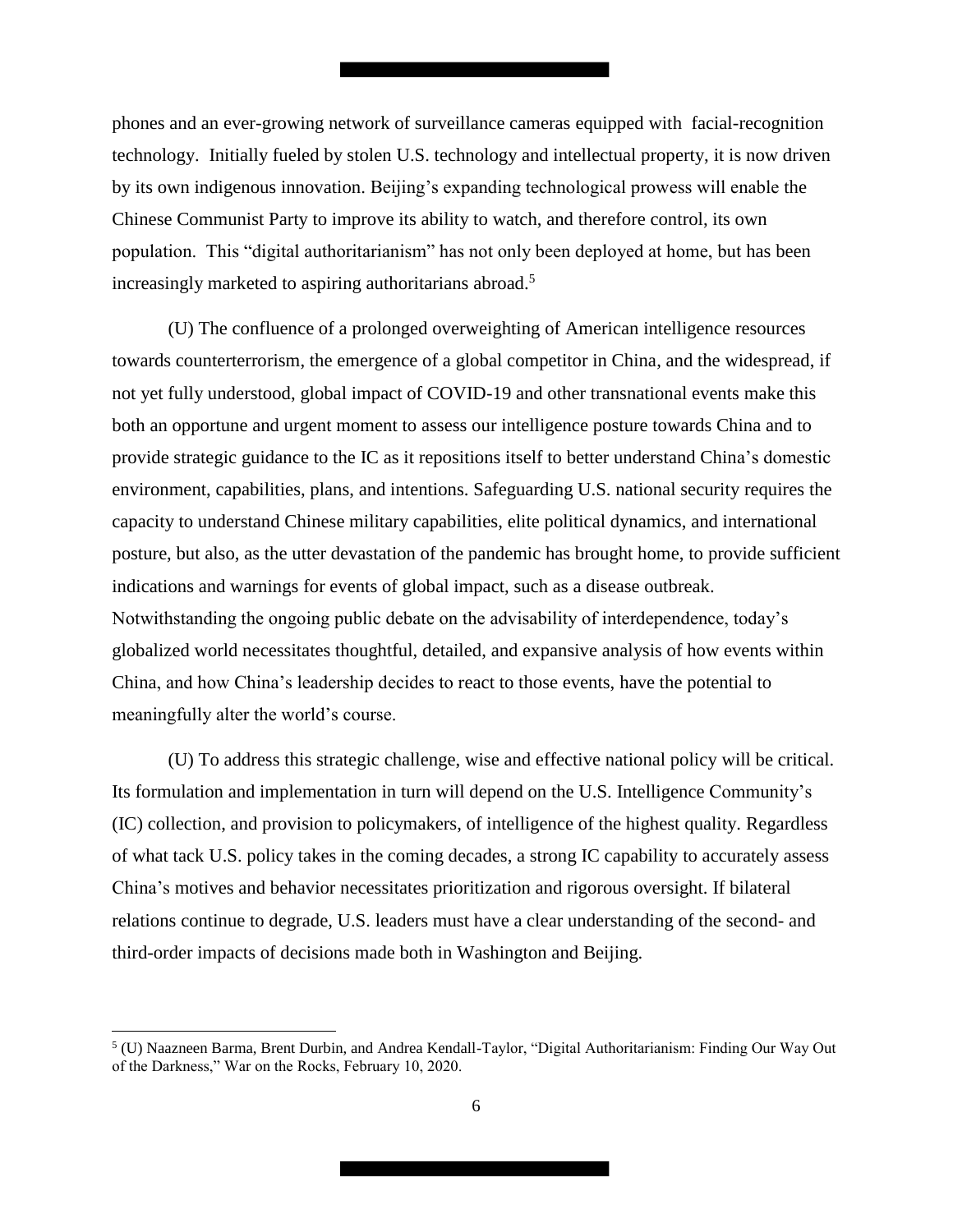phones and an ever-growing network of surveillance cameras equipped with facial-recognition technology. Initially fueled by stolen U.S. technology and intellectual property, it is now driven by its own indigenous innovation. Beijing's expanding technological prowess will enable the Chinese Communist Party to improve its ability to watch, and therefore control, its own population. This "digital authoritarianism" has not only been deployed at home, but has been increasingly marketed to aspiring authoritarians abroad.[5]

(U) The confluence of a prolonged overweighting of American intelligence resources towards counterterrorism, the emergence of a global competitor in China, and the widespread, if not yet fully understood, global impact of COVID-19 and other transnational events make this both an opportune and urgent moment to assess our intelligence posture towards China and to provide strategic guidance to the IC as it repositions itself to better understand China's domestic environment, capabilities, plans, and intentions. Safeguarding U.S. national security requires the capacity to understand Chinese military capabilities, elite political dynamics, and international posture, but also, as the utter devastation of the pandemic has brought home, to provide sufficient indications and warnings for events of global impact, such as a disease outbreak. Notwithstanding the ongoing public debate on the advisability of interdependence, today's globalized world necessitates thoughtful, detailed, and expansive analysis of how events within China, and how China's leadership decides to react to those events, have the potential to meaningfully alter the world's course.

(U) To address this strategic challenge, wise and effective national policy will be critical. Its formulation and implementation in turn will depend on the U.S. Intelligence Community's (IC) collection, and provision to policymakers, of intelligence of the highest quality. Regardless of what tack U.S. policy takes in the coming decades, a strong IC capability to accurately assess China's motives and behavior necessitates prioritization and rigorous oversight. If bilateral relations continue to degrade, U.S. leaders must have a clear understanding of the second- and third-order impacts of decisions made both in Washington and Beijing.

---

[5] (U) Naazneen Barma, Brent Durbin, and Andrea Kendall-Taylor, "Digital Authoritarianism: Finding Our Way Out of the Darkness," War on the Rocks, February 10, 2020.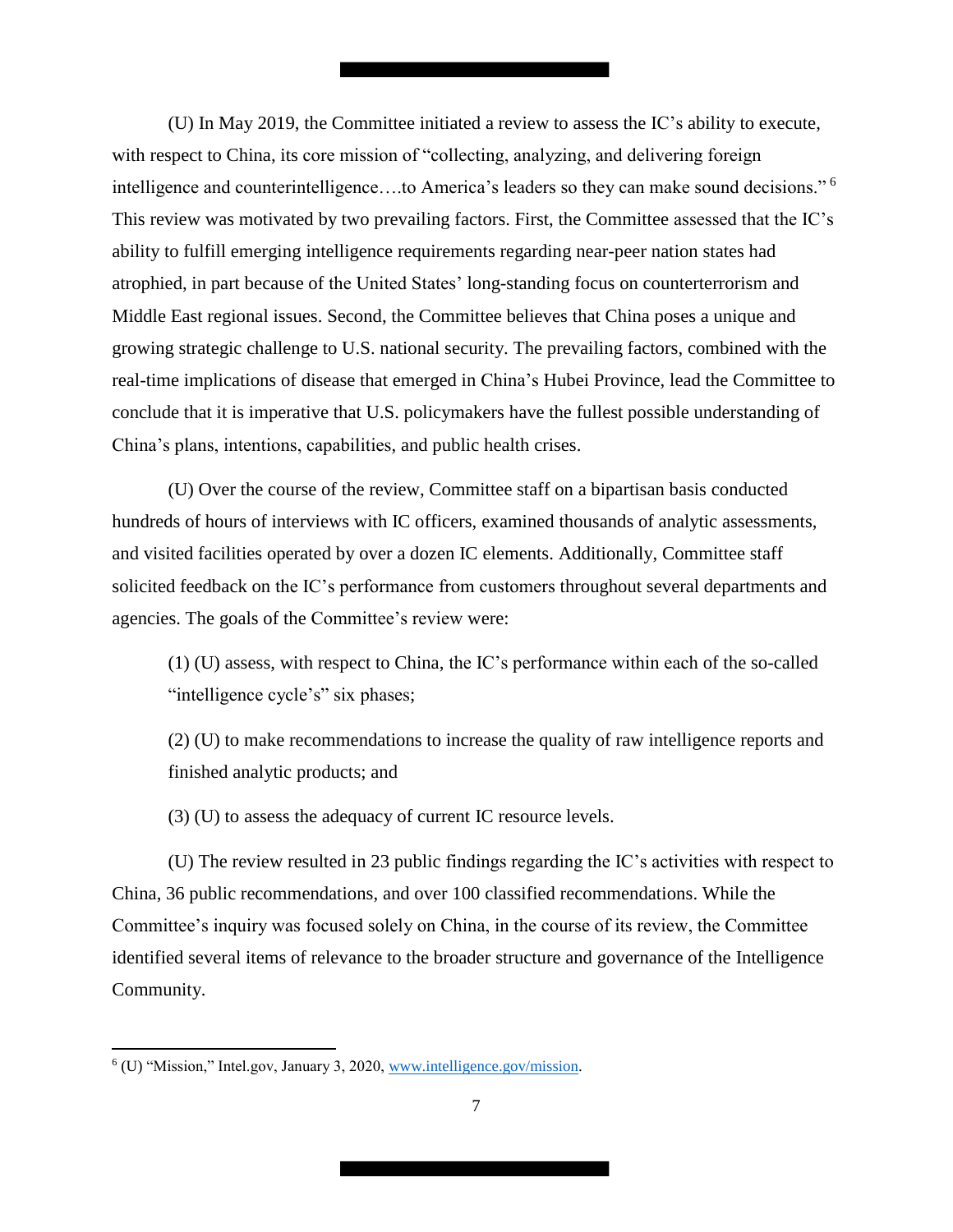(U) In May 2019, the Committee initiated a review to assess the IC's ability to execute, with respect to China, its core mission of "collecting, analyzing, and delivering foreign intelligence and counterintelligence….to America's leaders so they can make sound decisions." [6] This review was motivated by two prevailing factors. First, the Committee assessed that the IC's ability to fulfill emerging intelligence requirements regarding near-peer nation states had atrophied, in part because of the United States' long-standing focus on counterterrorism and Middle East regional issues. Second, the Committee believes that China poses a unique and growing strategic challenge to U.S. national security. The prevailing factors, combined with the real-time implications of disease that emerged in China's Hubei Province, lead the Committee to conclude that it is imperative that U.S. policymakers have the fullest possible understanding of China's plans, intentions, capabilities, and public health crises.

(U) Over the course of the review, Committee staff on a bipartisan basis conducted hundreds of hours of interviews with IC officers, examined thousands of analytic assessments, and visited facilities operated by over a dozen IC elements. Additionally, Committee staff solicited feedback on the IC's performance from customers throughout several departments and agencies. The goals of the Committee's review were:

(1) (U) assess, with respect to China, the IC's performance within each of the so-called "intelligence cycle's" six phases;

(2) (U) to make recommendations to increase the quality of raw intelligence reports and finished analytic products; and

(3) (U) to assess the adequacy of current IC resource levels.

(U) The review resulted in 23 public findings regarding the IC's activities with respect to China, 36 public recommendations, and over 100 classified recommendations. While the Committee's inquiry was focused solely on China, in the course of its review, the Committee identified several items of relevance to the broader structure and governance of the Intelligence Community.

---

[6] (U) "Mission," Intel.gov, January 3, 2020, www.intelligence.gov/mission.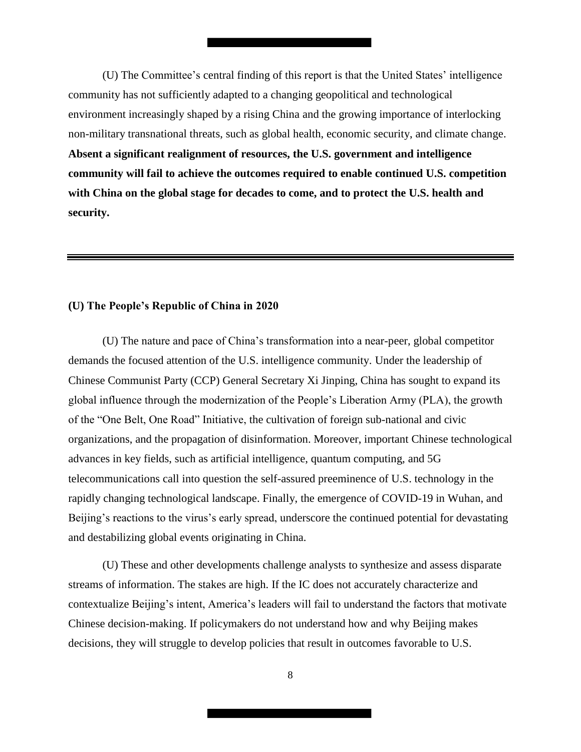(U) The Committee's central finding of this report is that the United States' intelligence community has not sufficiently adapted to a changing geopolitical and technological environment increasingly shaped by a rising China and the growing importance of interlocking non-military transnational threats, such as global health, economic security, and climate change. **Absent a significant realignment of resources, the U.S. government and intelligence community will fail to achieve the outcomes required to enable continued U.S. competition with China on the global stage for decades to come, and to protect the U.S. health and security.**

---

### (U) The People's Republic of China in 2020

(U) The nature and pace of China's transformation into a near-peer, global competitor demands the focused attention of the U.S. intelligence community. Under the leadership of Chinese Communist Party (CCP) General Secretary Xi Jinping, China has sought to expand its global influence through the modernization of the People's Liberation Army (PLA), the growth of the "One Belt, One Road" Initiative, the cultivation of foreign sub-national and civic organizations, and the propagation of disinformation. Moreover, important Chinese technological advances in key fields, such as artificial intelligence, quantum computing, and 5G telecommunications call into question the self-assured preeminence of U.S. technology in the rapidly changing technological landscape. Finally, the emergence of COVID-19 in Wuhan, and Beijing's reactions to the virus's early spread, underscore the continued potential for devastating and destabilizing global events originating in China.

(U) These and other developments challenge analysts to synthesize and assess disparate streams of information. The stakes are high. If the IC does not accurately characterize and contextualize Beijing's intent, America's leaders will fail to understand the factors that motivate Chinese decision-making. If policymakers do not understand how and why Beijing makes decisions, they will struggle to develop policies that result in outcomes favorable to U.S.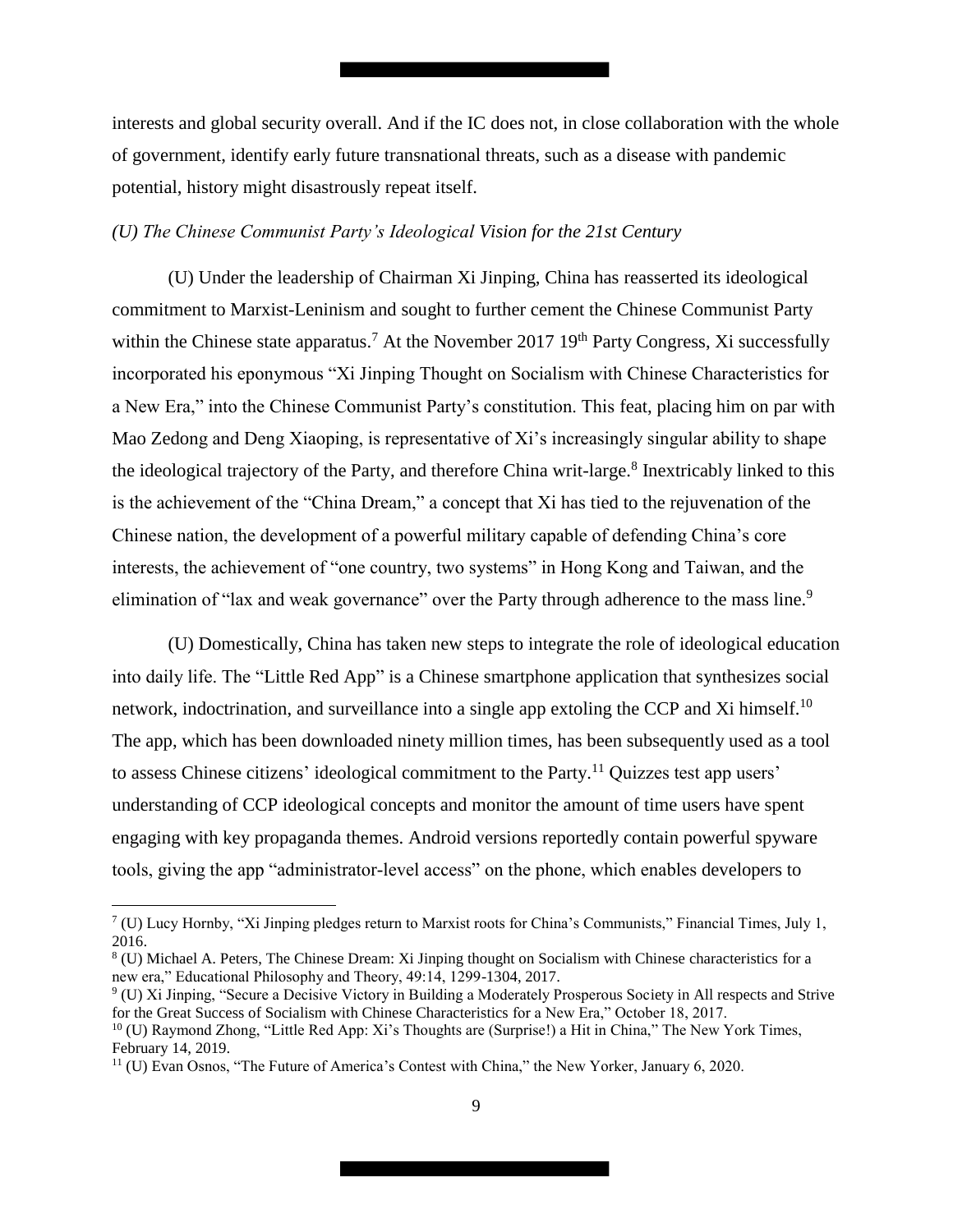interests and global security overall. And if the IC does not, in close collaboration with the whole of government, identify early future transnational threats, such as a disease with pandemic potential, history might disastrously repeat itself.

*(U) The Chinese Communist Party's Ideological Vision for the 21st Century*

(U) Under the leadership of Chairman Xi Jinping, China has reasserted its ideological commitment to Marxist-Leninism and sought to further cement the Chinese Communist Party within the Chinese state apparatus.[7] At the November 2017 19th Party Congress, Xi successfully incorporated his eponymous "Xi Jinping Thought on Socialism with Chinese Characteristics for a New Era," into the Chinese Communist Party's constitution. This feat, placing him on par with Mao Zedong and Deng Xiaoping, is representative of Xi's increasingly singular ability to shape the ideological trajectory of the Party, and therefore China writ-large.[8] Inextricably linked to this is the achievement of the "China Dream," a concept that Xi has tied to the rejuvenation of the Chinese nation, the development of a powerful military capable of defending China's core interests, the achievement of "one country, two systems" in Hong Kong and Taiwan, and the elimination of "lax and weak governance" over the Party through adherence to the mass line.[9]

(U) Domestically, China has taken new steps to integrate the role of ideological education into daily life. The "Little Red App" is a Chinese smartphone application that synthesizes social network, indoctrination, and surveillance into a single app extoling the CCP and Xi himself.[10] The app, which has been downloaded ninety million times, has been subsequently used as a tool to assess Chinese citizens' ideological commitment to the Party.[11] Quizzes test app users' understanding of CCP ideological concepts and monitor the amount of time users have spent engaging with key propaganda themes. Android versions reportedly contain powerful spyware tools, giving the app "administrator-level access" on the phone, which enables developers to

---

[7] (U) Lucy Hornby, "Xi Jinping pledges return to Marxist roots for China's Communists," Financial Times, July 1, 2016.

[8] (U) Michael A. Peters, The Chinese Dream: Xi Jinping thought on Socialism with Chinese characteristics for a new era," Educational Philosophy and Theory, 49:14, 1299-1304, 2017.

[9] (U) Xi Jinping, "Secure a Decisive Victory in Building a Moderately Prosperous Society in All respects and Strive for the Great Success of Socialism with Chinese Characteristics for a New Era," October 18, 2017.

[10] (U) Raymond Zhong, "Little Red App: Xi's Thoughts are (Surprise!) a Hit in China," The New York Times, February 14, 2019.

[11] (U) Evan Osnos, "The Future of America's Contest with China," the New Yorker, January 6, 2020.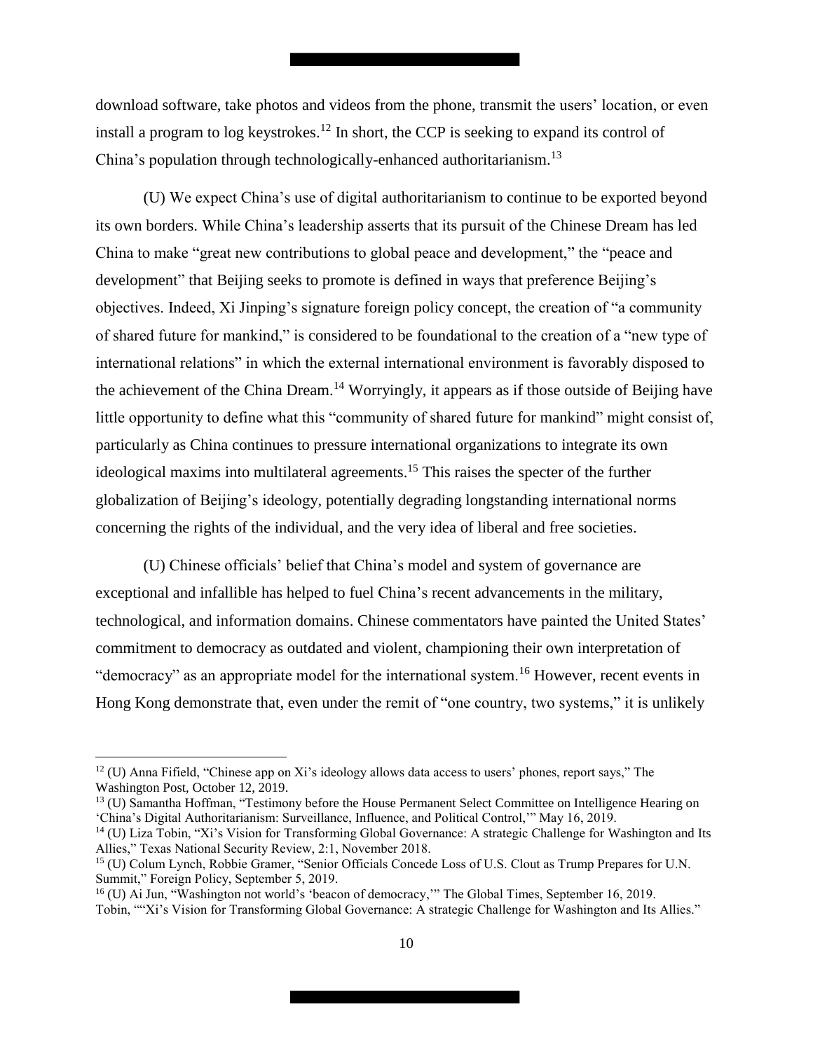download software, take photos and videos from the phone, transmit the users' location, or even install a program to log keystrokes.[12] In short, the CCP is seeking to expand its control of China's population through technologically-enhanced authoritarianism.[13]

(U) We expect China's use of digital authoritarianism to continue to be exported beyond its own borders. While China's leadership asserts that its pursuit of the Chinese Dream has led China to make "great new contributions to global peace and development," the "peace and development" that Beijing seeks to promote is defined in ways that preference Beijing's objectives. Indeed, Xi Jinping's signature foreign policy concept, the creation of "a community of shared future for mankind," is considered to be foundational to the creation of a "new type of international relations" in which the external international environment is favorably disposed to the achievement of the China Dream.[14] Worryingly, it appears as if those outside of Beijing have little opportunity to define what this "community of shared future for mankind" might consist of, particularly as China continues to pressure international organizations to integrate its own ideological maxims into multilateral agreements.[15] This raises the specter of the further globalization of Beijing's ideology, potentially degrading longstanding international norms concerning the rights of the individual, and the very idea of liberal and free societies.

(U) Chinese officials' belief that China's model and system of governance are exceptional and infallible has helped to fuel China's recent advancements in the military, technological, and information domains. Chinese commentators have painted the United States' commitment to democracy as outdated and violent, championing their own interpretation of "democracy" as an appropriate model for the international system.[16] However, recent events in Hong Kong demonstrate that, even under the remit of "one country, two systems," it is unlikely

---

[12] (U) Anna Fifield, "Chinese app on Xi's ideology allows data access to users' phones, report says," The Washington Post, October 12, 2019.

[13] (U) Samantha Hoffman, "Testimony before the House Permanent Select Committee on Intelligence Hearing on 'China's Digital Authoritarianism: Surveillance, Influence, and Political Control,'" May 16, 2019.

[14] (U) Liza Tobin, "Xi's Vision for Transforming Global Governance: A strategic Challenge for Washington and Its Allies," Texas National Security Review, 2:1, November 2018.

[15] (U) Colum Lynch, Robbie Gramer, "Senior Officials Concede Loss of U.S. Clout as Trump Prepares for U.N. Summit," Foreign Policy, September 5, 2019.

[16] (U) Ai Jun, "Washington not world's 'beacon of democracy,'" The Global Times, September 16, 2019. Tobin, ""Xi's Vision for Transforming Global Governance: A strategic Challenge for Washington and Its Allies."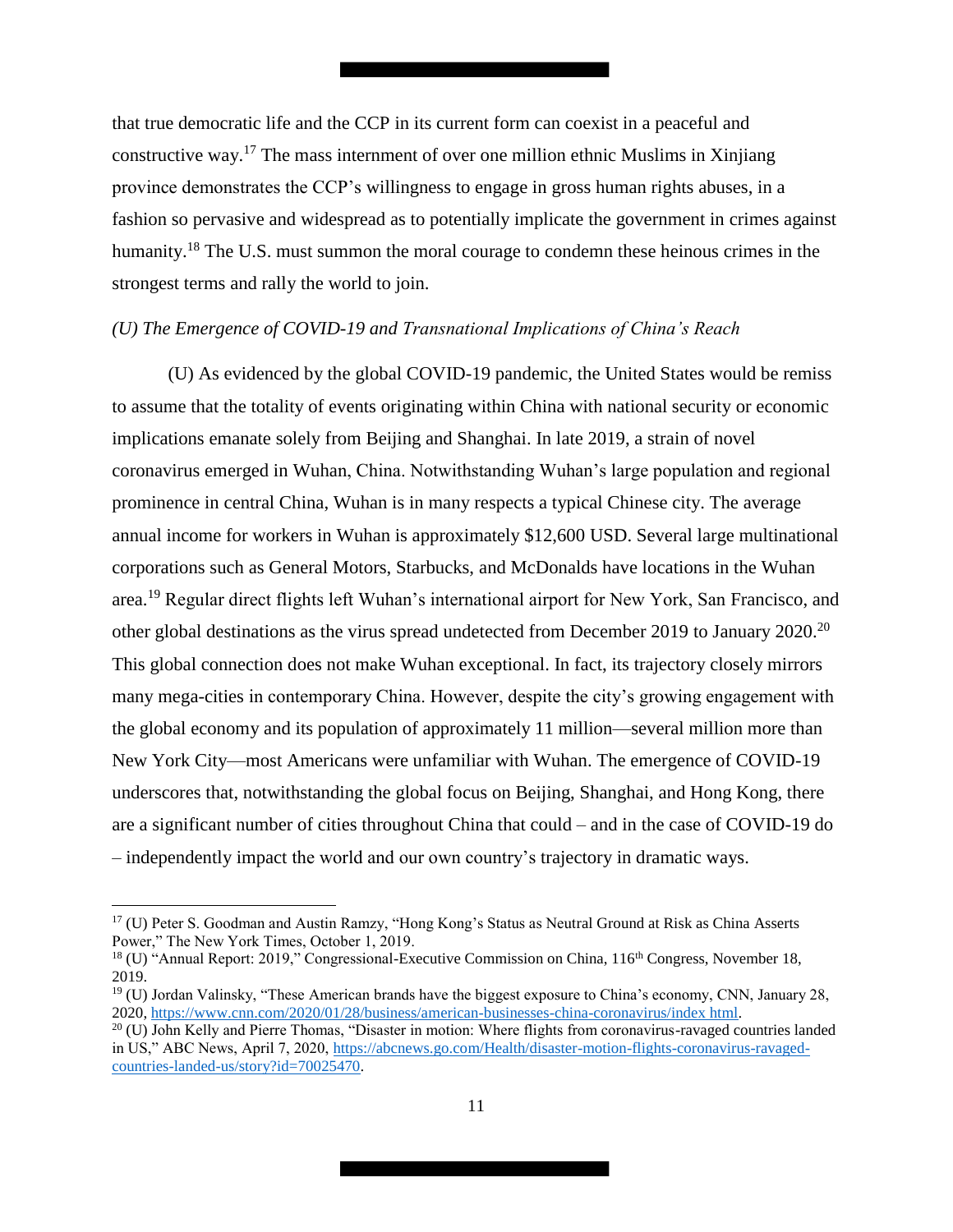that true democratic life and the CCP in its current form can coexist in a peaceful and constructive way.[17] The mass internment of over one million ethnic Muslims in Xinjiang province demonstrates the CCP's willingness to engage in gross human rights abuses, in a fashion so pervasive and widespread as to potentially implicate the government in crimes against humanity.[18] The U.S. must summon the moral courage to condemn these heinous crimes in the strongest terms and rally the world to join.

*(U) The Emergence of COVID-19 and Transnational Implications of China's Reach*

(U) As evidenced by the global COVID-19 pandemic, the United States would be remiss to assume that the totality of events originating within China with national security or economic implications emanate solely from Beijing and Shanghai. In late 2019, a strain of novel coronavirus emerged in Wuhan, China. Notwithstanding Wuhan's large population and regional prominence in central China, Wuhan is in many respects a typical Chinese city. The average annual income for workers in Wuhan is approximately $12,600 USD. Several large multinational corporations such as General Motors, Starbucks, and McDonalds have locations in the Wuhan area.[19] Regular direct flights left Wuhan's international airport for New York, San Francisco, and other global destinations as the virus spread undetected from December 2019 to January 2020.[20] This global connection does not make Wuhan exceptional. In fact, its trajectory closely mirrors many mega-cities in contemporary China. However, despite the city's growing engagement with the global economy and its population of approximately 11 million—several million more than New York City—most Americans were unfamiliar with Wuhan. The emergence of COVID-19 underscores that, notwithstanding the global focus on Beijing, Shanghai, and Hong Kong, there are a significant number of cities throughout China that could – and in the case of COVID-19 do – independently impact the world and our own country's trajectory in dramatic ways.

---

[17] (U) Peter S. Goodman and Austin Ramzy, "Hong Kong's Status as Neutral Ground at Risk as China Asserts Power," The New York Times, October 1, 2019.

[18] (U) "Annual Report: 2019," Congressional-Executive Commission on China, 116th Congress, November 18, 2019.

[19] (U) Jordan Valinsky, "These American brands have the biggest exposure to China's economy, CNN, January 28, 2020, https://www.cnn.com/2020/01/28/business/american-businesses-china-coronavirus/index html.

[20] (U) John Kelly and Pierre Thomas, "Disaster in motion: Where flights from coronavirus-ravaged countries landed in US," ABC News, April 7, 2020, https://abcnews.go.com/Health/disaster-motion-flights-coronavirus-ravaged-countries-landed-us/story?id=70025470.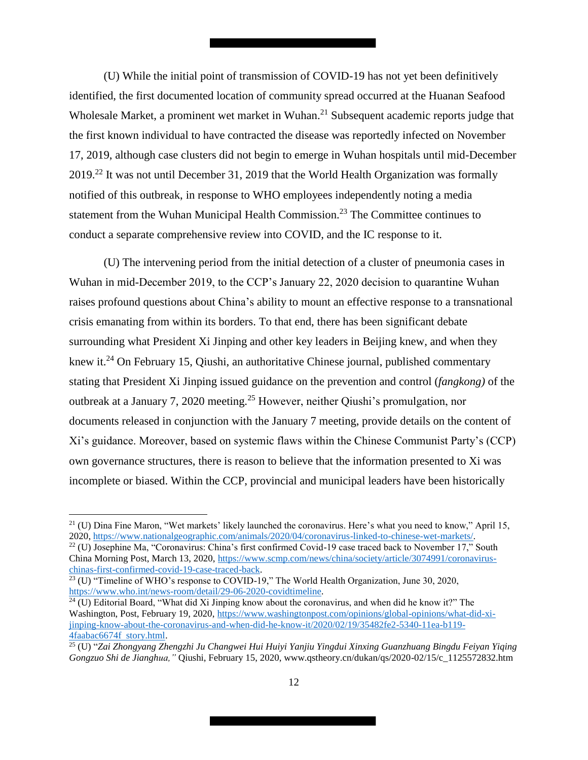(U) While the initial point of transmission of COVID-19 has not yet been definitively identified, the first documented location of community spread occurred at the Huanan Seafood Wholesale Market, a prominent wet market in Wuhan.[21] Subsequent academic reports judge that the first known individual to have contracted the disease was reportedly infected on November 17, 2019, although case clusters did not begin to emerge in Wuhan hospitals until mid-December 2019.[22] It was not until December 31, 2019 that the World Health Organization was formally notified of this outbreak, in response to WHO employees independently noting a media statement from the Wuhan Municipal Health Commission.[23] The Committee continues to conduct a separate comprehensive review into COVID, and the IC response to it.

(U) The intervening period from the initial detection of a cluster of pneumonia cases in Wuhan in mid-December 2019, to the CCP's January 22, 2020 decision to quarantine Wuhan raises profound questions about China's ability to mount an effective response to a transnational crisis emanating from within its borders. To that end, there has been significant debate surrounding what President Xi Jinping and other key leaders in Beijing knew, and when they knew it.[24] On February 15, Qiushi, an authoritative Chinese journal, published commentary stating that President Xi Jinping issued guidance on the prevention and control (*fangkong)* of the outbreak at a January 7, 2020 meeting.[25] However, neither Qiushi's promulgation, nor documents released in conjunction with the January 7 meeting, provide details on the content of Xi's guidance. Moreover, based on systemic flaws within the Chinese Communist Party's (CCP) own governance structures, there is reason to believe that the information presented to Xi was incomplete or biased. Within the CCP, provincial and municipal leaders have been historically

---

[21] (U) Dina Fine Maron, "Wet markets' likely launched the coronavirus. Here's what you need to know," April 15, 2020, https://www.nationalgeographic.com/animals/2020/04/coronavirus-linked-to-chinese-wet-markets/.

[22] (U) Josephine Ma, "Coronavirus: China's first confirmed Covid-19 case traced back to November 17," South China Morning Post, March 13, 2020, https://www.scmp.com/news/china/society/article/3074991/coronavirus-chinas-first-confirmed-covid-19-case-traced-back.

[23] (U) "Timeline of WHO's response to COVID-19," The World Health Organization, June 30, 2020, https://www.who.int/news-room/detail/29-06-2020-covidtimeline.

[24] (U) Editorial Board, "What did Xi Jinping know about the coronavirus, and when did he know it?" The Washington, Post, February 19, 2020, https://www.washingtonpost.com/opinions/global-opinions/what-did-xi-jinping-know-about-the-coronavirus-and-when-did-he-know-it/2020/02/19/35482fe2-5340-11ea-b119-4faabac6674f_story.html.

[25] (U) "*Zai Zhongyang Zhengzhi Ju Changwei Hui Huiyi Yanjiu Yingdui Xinxing Guanzhuang Bingdu Feiyan Yiqing Gongzuo Shi de Jianghua,"* Qiushi, February 15, 2020, www.qstheory.cn/dukan/qs/2020-02/15/c_1125572832.htm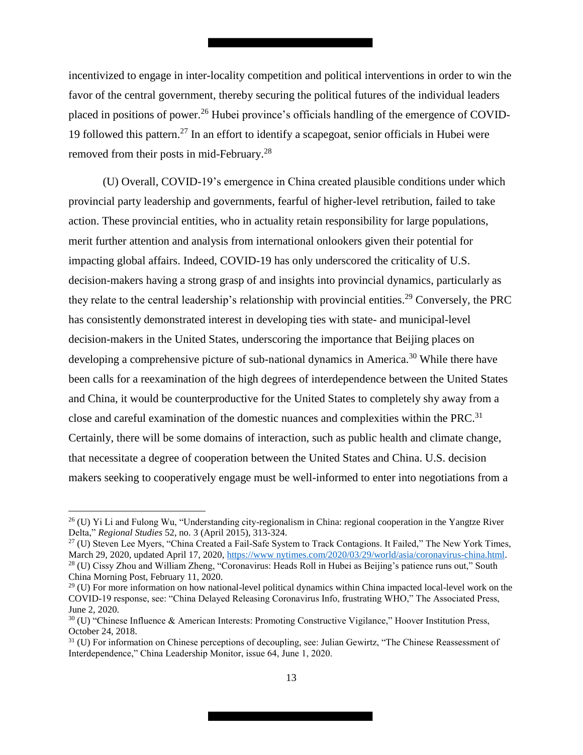incentivized to engage in inter-locality competition and political interventions in order to win the favor of the central government, thereby securing the political futures of the individual leaders placed in positions of power.[26] Hubei province's officials handling of the emergence of COVID-19 followed this pattern.[27] In an effort to identify a scapegoat, senior officials in Hubei were removed from their posts in mid-February.[28]

(U) Overall, COVID-19's emergence in China created plausible conditions under which provincial party leadership and governments, fearful of higher-level retribution, failed to take action. These provincial entities, who in actuality retain responsibility for large populations, merit further attention and analysis from international onlookers given their potential for impacting global affairs. Indeed, COVID-19 has only underscored the criticality of U.S. decision-makers having a strong grasp of and insights into provincial dynamics, particularly as they relate to the central leadership's relationship with provincial entities.[29] Conversely, the PRC has consistently demonstrated interest in developing ties with state- and municipal-level decision-makers in the United States, underscoring the importance that Beijing places on developing a comprehensive picture of sub-national dynamics in America.[30] While there have been calls for a reexamination of the high degrees of interdependence between the United States and China, it would be counterproductive for the United States to completely shy away from a close and careful examination of the domestic nuances and complexities within the PRC.[31] Certainly, there will be some domains of interaction, such as public health and climate change, that necessitate a degree of cooperation between the United States and China. U.S. decision makers seeking to cooperatively engage must be well-informed to enter into negotiations from a

---

[26] (U) Yi Li and Fulong Wu, "Understanding city-regionalism in China: regional cooperation in the Yangtze River Delta," *Regional Studies* 52, no. 3 (April 2015), 313-324.

[27] (U) Steven Lee Myers, "China Created a Fail-Safe System to Track Contagions. It Failed," The New York Times, March 29, 2020, updated April 17, 2020, https://www.nytimes.com/2020/03/29/world/asia/coronavirus-china.html.

[28] (U) Cissy Zhou and William Zheng, "Coronavirus: Heads Roll in Hubei as Beijing's patience runs out," South China Morning Post, February 11, 2020.

[29] (U) For more information on how national-level political dynamics within China impacted local-level work on the COVID-19 response, see: "China Delayed Releasing Coronavirus Info, frustrating WHO," The Associated Press, June 2, 2020.

[30] (U) "Chinese Influence & American Interests: Promoting Constructive Vigilance," Hoover Institution Press, October 24, 2018.

[31] (U) For information on Chinese perceptions of decoupling, see: Julian Gewirtz, "The Chinese Reassessment of Interdependence," China Leadership Monitor, issue 64, June 1, 2020.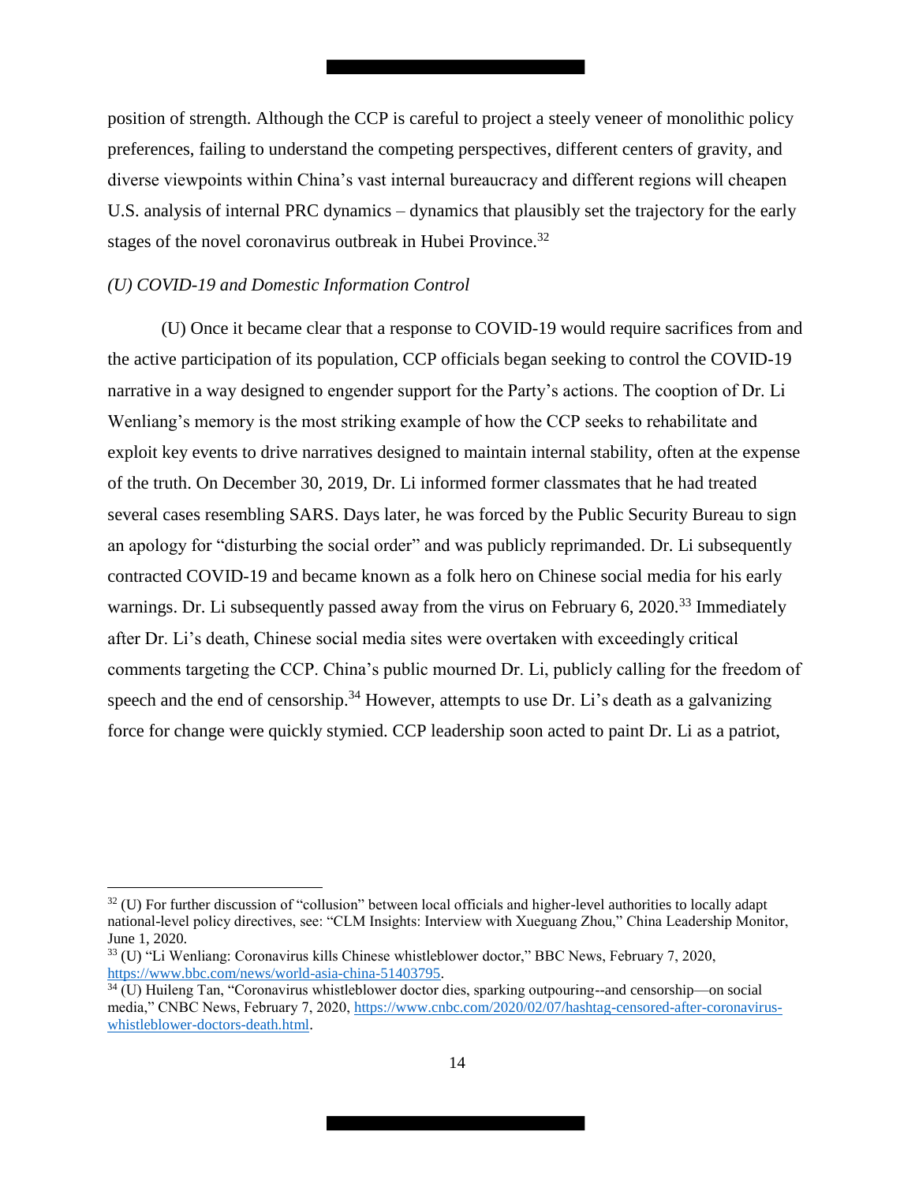position of strength. Although the CCP is careful to project a steely veneer of monolithic policy preferences, failing to understand the competing perspectives, different centers of gravity, and diverse viewpoints within China's vast internal bureaucracy and different regions will cheapen U.S. analysis of internal PRC dynamics – dynamics that plausibly set the trajectory for the early stages of the novel coronavirus outbreak in Hubei Province.[32]

*(U) COVID-19 and Domestic Information Control*

(U) Once it became clear that a response to COVID-19 would require sacrifices from and the active participation of its population, CCP officials began seeking to control the COVID-19 narrative in a way designed to engender support for the Party's actions. The cooption of Dr. Li Wenliang's memory is the most striking example of how the CCP seeks to rehabilitate and exploit key events to drive narratives designed to maintain internal stability, often at the expense of the truth. On December 30, 2019, Dr. Li informed former classmates that he had treated several cases resembling SARS. Days later, he was forced by the Public Security Bureau to sign an apology for "disturbing the social order" and was publicly reprimanded. Dr. Li subsequently contracted COVID-19 and became known as a folk hero on Chinese social media for his early warnings. Dr. Li subsequently passed away from the virus on February 6, 2020.[33] Immediately after Dr. Li's death, Chinese social media sites were overtaken with exceedingly critical comments targeting the CCP. China's public mourned Dr. Li, publicly calling for the freedom of speech and the end of censorship.[34] However, attempts to use Dr. Li's death as a galvanizing force for change were quickly stymied. CCP leadership soon acted to paint Dr. Li as a patriot,

---

[32] (U) For further discussion of "collusion" between local officials and higher-level authorities to locally adapt national-level policy directives, see: "CLM Insights: Interview with Xueguang Zhou," China Leadership Monitor, June 1, 2020.

[33] (U) "Li Wenliang: Coronavirus kills Chinese whistleblower doctor," BBC News, February 7, 2020, https://www.bbc.com/news/world-asia-china-51403795.

[34] (U) Huileng Tan, "Coronavirus whistleblower doctor dies, sparking outpouring--and censorship—on social media," CNBC News, February 7, 2020, https://www.cnbc.com/2020/02/07/hashtag-censored-after-coronavirus-whistleblower-doctors-death.html.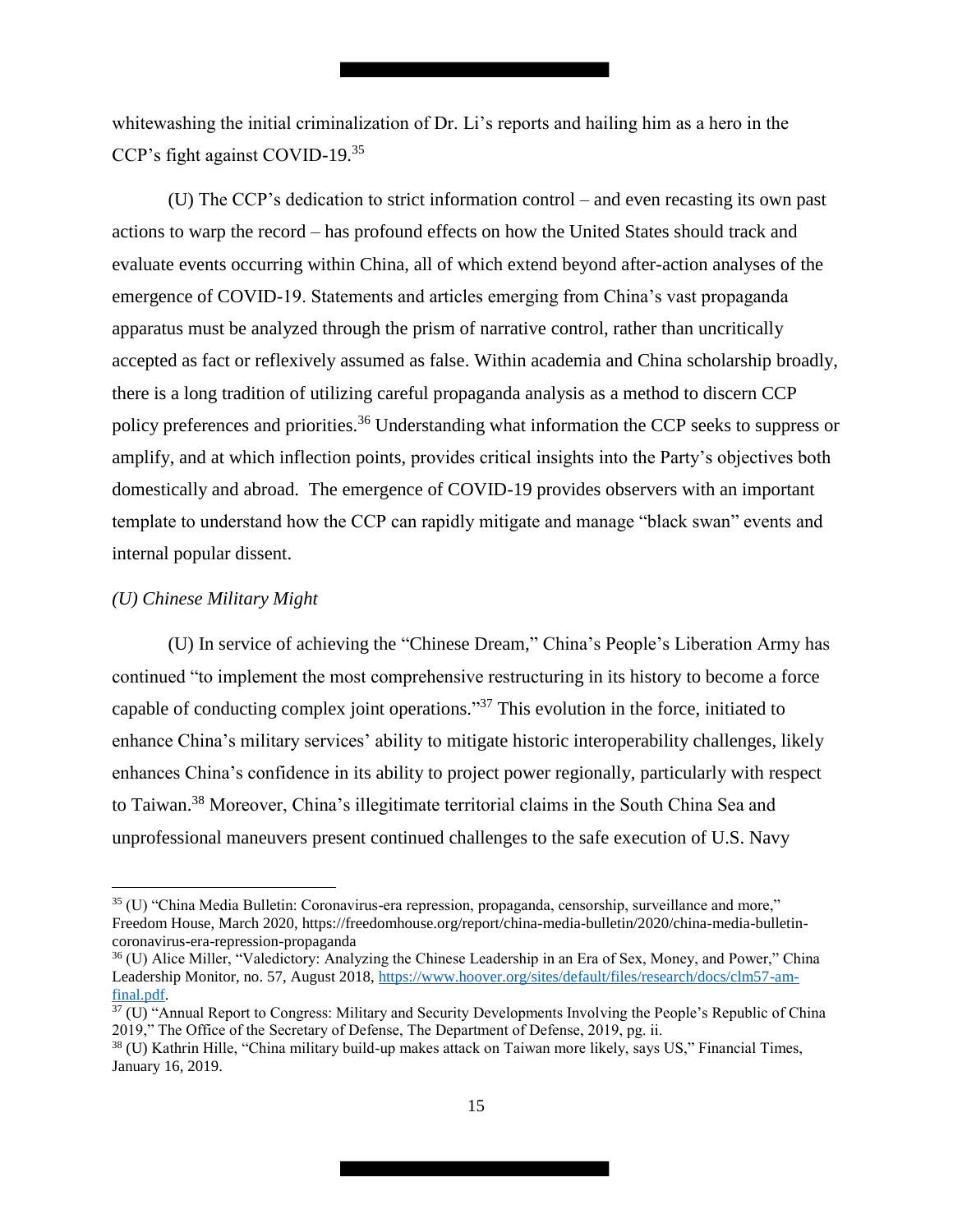whitewashing the initial criminalization of Dr. Li's reports and hailing him as a hero in the CCP's fight against COVID-19.[35]

(U) The CCP's dedication to strict information control – and even recasting its own past actions to warp the record – has profound effects on how the United States should track and evaluate events occurring within China, all of which extend beyond after-action analyses of the emergence of COVID-19. Statements and articles emerging from China's vast propaganda apparatus must be analyzed through the prism of narrative control, rather than uncritically accepted as fact or reflexively assumed as false. Within academia and China scholarship broadly, there is a long tradition of utilizing careful propaganda analysis as a method to discern CCP policy preferences and priorities.[36] Understanding what information the CCP seeks to suppress or amplify, and at which inflection points, provides critical insights into the Party's objectives both domestically and abroad. The emergence of COVID-19 provides observers with an important template to understand how the CCP can rapidly mitigate and manage "black swan" events and internal popular dissent.

*(U) Chinese Military Might*

(U) In service of achieving the "Chinese Dream," China's People's Liberation Army has continued "to implement the most comprehensive restructuring in its history to become a force capable of conducting complex joint operations."[37] This evolution in the force, initiated to enhance China's military services' ability to mitigate historic interoperability challenges, likely enhances China's confidence in its ability to project power regionally, particularly with respect to Taiwan.[38] Moreover, China's illegitimate territorial claims in the South China Sea and unprofessional maneuvers present continued challenges to the safe execution of U.S. Navy

---

[35] (U) "China Media Bulletin: Coronavirus-era repression, propaganda, censorship, surveillance and more," Freedom House, March 2020, https://freedomhouse.org/report/china-media-bulletin/2020/china-media-bulletin-coronavirus-era-repression-propaganda

[36] (U) Alice Miller, "Valedictory: Analyzing the Chinese Leadership in an Era of Sex, Money, and Power," China Leadership Monitor, no. 57, August 2018, https://www.hoover.org/sites/default/files/research/docs/clm57-am-final.pdf.

[37] (U) "Annual Report to Congress: Military and Security Developments Involving the People's Republic of China 2019," The Office of the Secretary of Defense, The Department of Defense, 2019, pg. ii.

[38] (U) Kathrin Hille, "China military build-up makes attack on Taiwan more likely, says US," Financial Times, January 16, 2019.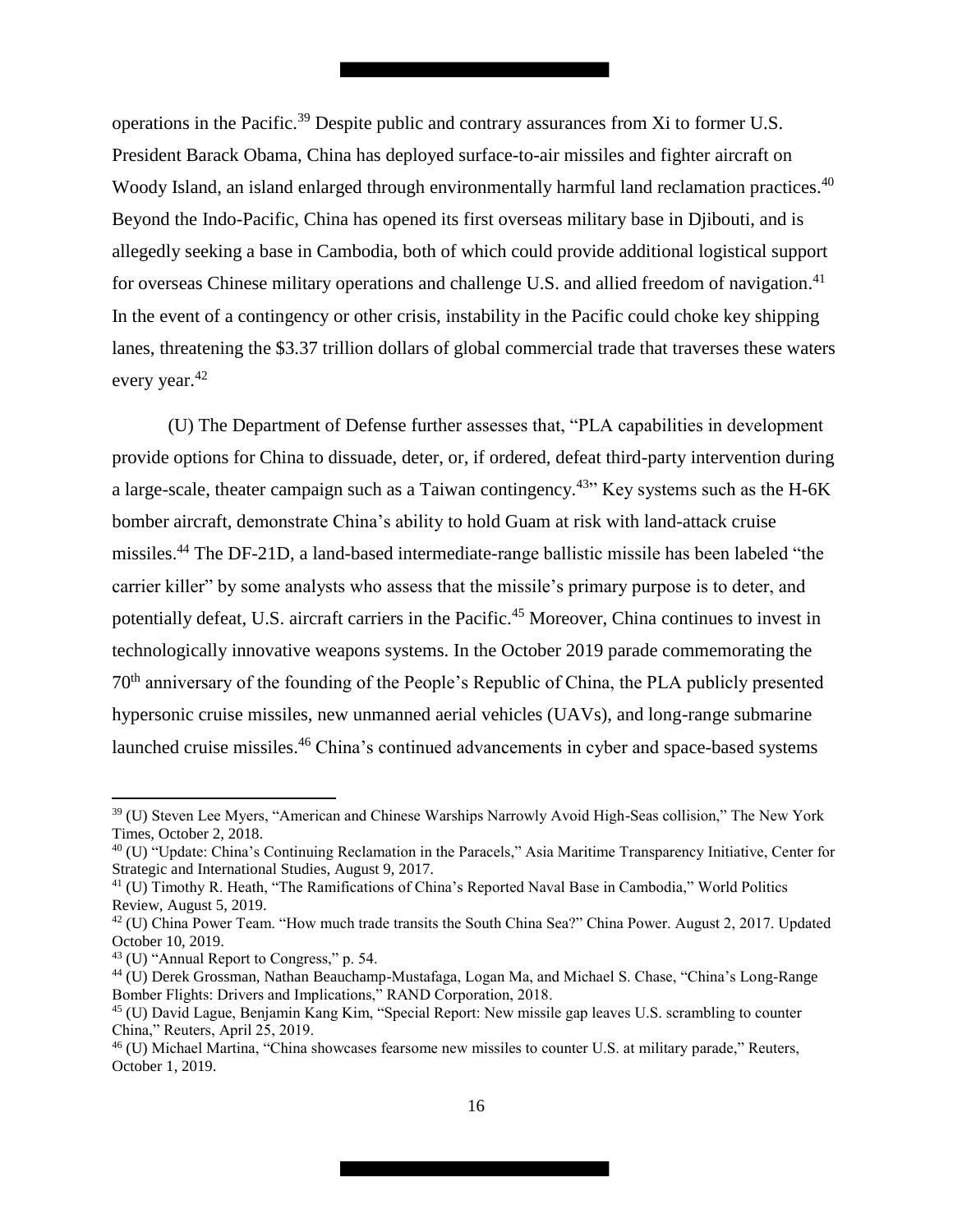operations in the Pacific.[39] Despite public and contrary assurances from Xi to former U.S. President Barack Obama, China has deployed surface-to-air missiles and fighter aircraft on Woody Island, an island enlarged through environmentally harmful land reclamation practices.[40] Beyond the Indo-Pacific, China has opened its first overseas military base in Djibouti, and is allegedly seeking a base in Cambodia, both of which could provide additional logistical support for overseas Chinese military operations and challenge U.S. and allied freedom of navigation.[41] In the event of a contingency or other crisis, instability in the Pacific could choke key shipping lanes, threatening the $3.37 trillion dollars of global commercial trade that traverses these waters every year.[42]

(U) The Department of Defense further assesses that, "PLA capabilities in development provide options for China to dissuade, deter, or, if ordered, defeat third-party intervention during a large-scale, theater campaign such as a Taiwan contingency.[43]" Key systems such as the H-6K bomber aircraft, demonstrate China's ability to hold Guam at risk with land-attack cruise missiles.[44] The DF-21D, a land-based intermediate-range ballistic missile has been labeled "the carrier killer" by some analysts who assess that the missile's primary purpose is to deter, and potentially defeat, U.S. aircraft carriers in the Pacific.[45] Moreover, China continues to invest in technologically innovative weapons systems. In the October 2019 parade commemorating the 70th anniversary of the founding of the People's Republic of China, the PLA publicly presented hypersonic cruise missiles, new unmanned aerial vehicles (UAVs), and long-range submarine launched cruise missiles.[46] China's continued advancements in cyber and space-based systems

---

[39] (U) Steven Lee Myers, "American and Chinese Warships Narrowly Avoid High-Seas collision," The New York Times, October 2, 2018.

[40] (U) "Update: China's Continuing Reclamation in the Paracels," Asia Maritime Transparency Initiative, Center for Strategic and International Studies, August 9, 2017.

[41] (U) Timothy R. Heath, "The Ramifications of China's Reported Naval Base in Cambodia," World Politics Review, August 5, 2019.

[42] (U) China Power Team. "How much trade transits the South China Sea?" China Power. August 2, 2017. Updated October 10, 2019.

[43] (U) "Annual Report to Congress," p. 54.

[44] (U) Derek Grossman, Nathan Beauchamp-Mustafaga, Logan Ma, and Michael S. Chase, "China's Long-Range Bomber Flights: Drivers and Implications," RAND Corporation, 2018.

[45] (U) David Lague, Benjamin Kang Kim, "Special Report: New missile gap leaves U.S. scrambling to counter China," Reuters, April 25, 2019.

[46] (U) Michael Martina, "China showcases fearsome new missiles to counter U.S. at military parade," Reuters, October 1, 2019.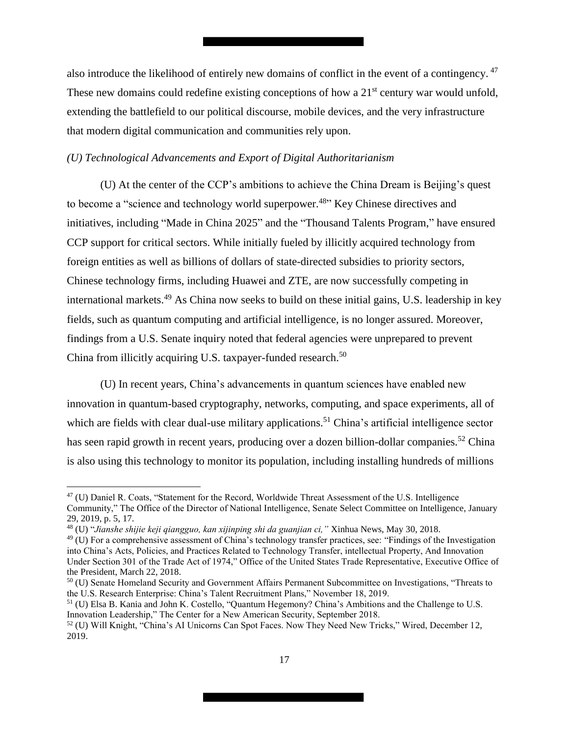also introduce the likelihood of entirely new domains of conflict in the event of a contingency. [47] These new domains could redefine existing conceptions of how a 21st century war would unfold, extending the battlefield to our political discourse, mobile devices, and the very infrastructure that modern digital communication and communities rely upon.

*(U) Technological Advancements and Export of Digital Authoritarianism*

(U) At the center of the CCP's ambitions to achieve the China Dream is Beijing's quest to become a "science and technology world superpower.[48]" Key Chinese directives and initiatives, including "Made in China 2025" and the "Thousand Talents Program," have ensured CCP support for critical sectors. While initially fueled by illicitly acquired technology from foreign entities as well as billions of dollars of state-directed subsidies to priority sectors, Chinese technology firms, including Huawei and ZTE, are now successfully competing in international markets.[49] As China now seeks to build on these initial gains, U.S. leadership in key fields, such as quantum computing and artificial intelligence, is no longer assured. Moreover, findings from a U.S. Senate inquiry noted that federal agencies were unprepared to prevent China from illicitly acquiring U.S. taxpayer-funded research.[50]

(U) In recent years, China's advancements in quantum sciences have enabled new innovation in quantum-based cryptography, networks, computing, and space experiments, all of which are fields with clear dual-use military applications.[51] China's artificial intelligence sector has seen rapid growth in recent years, producing over a dozen billion-dollar companies.[52] China is also using this technology to monitor its population, including installing hundreds of millions

---

[47] (U) Daniel R. Coats, "Statement for the Record, Worldwide Threat Assessment of the U.S. Intelligence Community," The Office of the Director of National Intelligence, Senate Select Committee on Intelligence, January 29, 2019, p. 5, 17.

[48] (U) "*Jianshe shijie keji qiangguo, kan xijinping shi da guanjian ci,"* Xinhua News, May 30, 2018.

[49] (U) For a comprehensive assessment of China's technology transfer practices, see: "Findings of the Investigation into China's Acts, Policies, and Practices Related to Technology Transfer, intellectual Property, And Innovation Under Section 301 of the Trade Act of 1974," Office of the United States Trade Representative, Executive Office of the President, March 22, 2018.

[50] (U) Senate Homeland Security and Government Affairs Permanent Subcommittee on Investigations, "Threats to the U.S. Research Enterprise: China's Talent Recruitment Plans," November 18, 2019.

[51] (U) Elsa B. Kania and John K. Costello, "Quantum Hegemony? China's Ambitions and the Challenge to U.S. Innovation Leadership," The Center for a New American Security, September 2018.

[52] (U) Will Knight, "China's AI Unicorns Can Spot Faces. Now They Need New Tricks," Wired, December 12, 2019.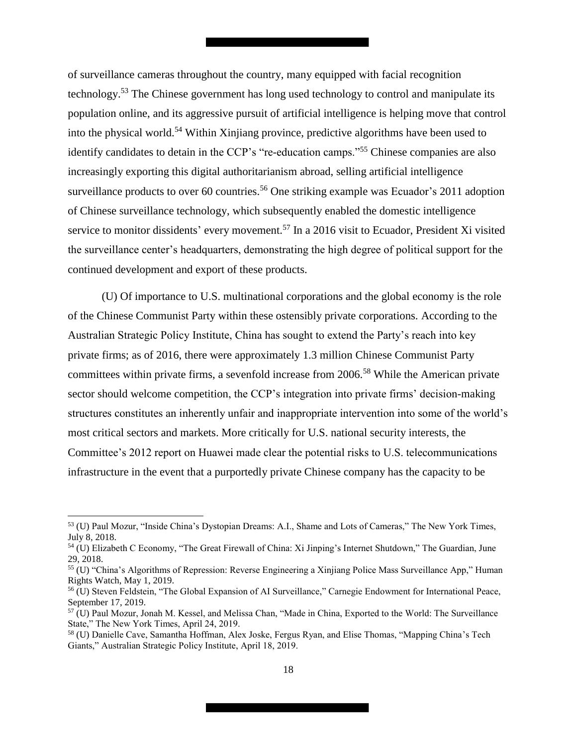of surveillance cameras throughout the country, many equipped with facial recognition technology.[53] The Chinese government has long used technology to control and manipulate its population online, and its aggressive pursuit of artificial intelligence is helping move that control into the physical world.[54] Within Xinjiang province, predictive algorithms have been used to identify candidates to detain in the CCP's "re-education camps."[55] Chinese companies are also increasingly exporting this digital authoritarianism abroad, selling artificial intelligence surveillance products to over 60 countries.[56] One striking example was Ecuador's 2011 adoption of Chinese surveillance technology, which subsequently enabled the domestic intelligence service to monitor dissidents' every movement.[57] In a 2016 visit to Ecuador, President Xi visited the surveillance center's headquarters, demonstrating the high degree of political support for the continued development and export of these products.

(U) Of importance to U.S. multinational corporations and the global economy is the role of the Chinese Communist Party within these ostensibly private corporations. According to the Australian Strategic Policy Institute, China has sought to extend the Party's reach into key private firms; as of 2016, there were approximately 1.3 million Chinese Communist Party committees within private firms, a sevenfold increase from 2006.[58] While the American private sector should welcome competition, the CCP's integration into private firms' decision-making structures constitutes an inherently unfair and inappropriate intervention into some of the world's most critical sectors and markets. More critically for U.S. national security interests, the Committee's 2012 report on Huawei made clear the potential risks to U.S. telecommunications infrastructure in the event that a purportedly private Chinese company has the capacity to be

---

[53] (U) Paul Mozur, "Inside China's Dystopian Dreams: A.I., Shame and Lots of Cameras," The New York Times, July 8, 2018.

[54] (U) Elizabeth C Economy, "The Great Firewall of China: Xi Jinping's Internet Shutdown," The Guardian, June 29, 2018.

[55] (U) "China's Algorithms of Repression: Reverse Engineering a Xinjiang Police Mass Surveillance App," Human Rights Watch, May 1, 2019.

[56] (U) Steven Feldstein, "The Global Expansion of AI Surveillance," Carnegie Endowment for International Peace, September 17, 2019.

[57] (U) Paul Mozur, Jonah M. Kessel, and Melissa Chan, "Made in China, Exported to the World: The Surveillance State," The New York Times, April 24, 2019.

[58] (U) Danielle Cave, Samantha Hoffman, Alex Joske, Fergus Ryan, and Elise Thomas, "Mapping China's Tech Giants," Australian Strategic Policy Institute, April 18, 2019.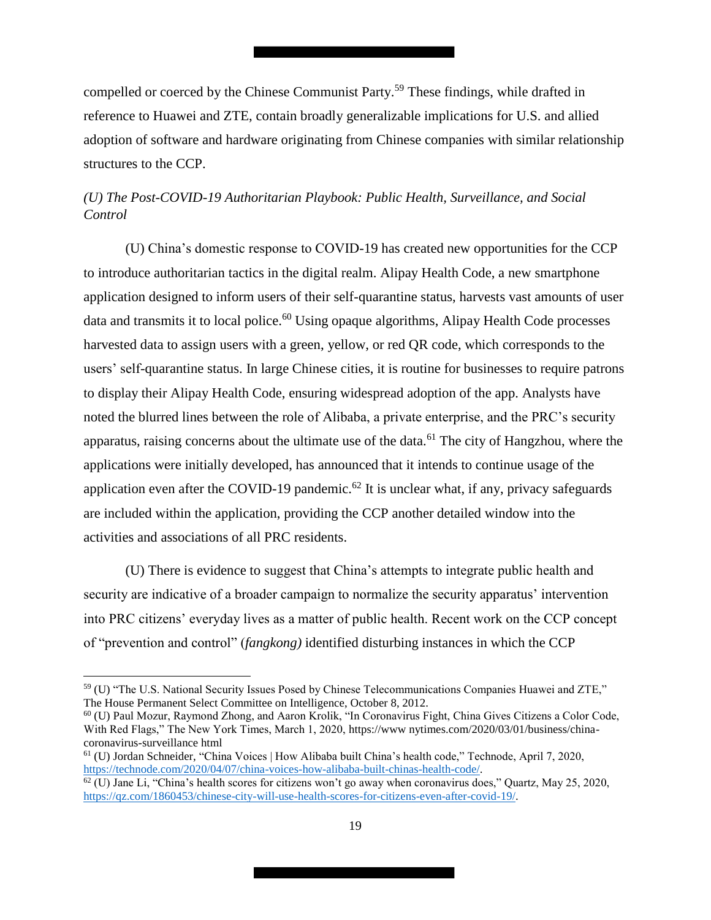compelled or coerced by the Chinese Communist Party.[59] These findings, while drafted in reference to Huawei and ZTE, contain broadly generalizable implications for U.S. and allied adoption of software and hardware originating from Chinese companies with similar relationship structures to the CCP.

*(U) The Post-COVID-19 Authoritarian Playbook: Public Health, Surveillance, and Social Control*

(U) China's domestic response to COVID-19 has created new opportunities for the CCP to introduce authoritarian tactics in the digital realm. Alipay Health Code, a new smartphone application designed to inform users of their self-quarantine status, harvests vast amounts of user data and transmits it to local police.[60] Using opaque algorithms, Alipay Health Code processes harvested data to assign users with a green, yellow, or red QR code, which corresponds to the users' self-quarantine status. In large Chinese cities, it is routine for businesses to require patrons to display their Alipay Health Code, ensuring widespread adoption of the app. Analysts have noted the blurred lines between the role of Alibaba, a private enterprise, and the PRC's security apparatus, raising concerns about the ultimate use of the data.[61] The city of Hangzhou, where the applications were initially developed, has announced that it intends to continue usage of the application even after the COVID-19 pandemic.[62] It is unclear what, if any, privacy safeguards are included within the application, providing the CCP another detailed window into the activities and associations of all PRC residents.

(U) There is evidence to suggest that China's attempts to integrate public health and security are indicative of a broader campaign to normalize the security apparatus' intervention into PRC citizens' everyday lives as a matter of public health. Recent work on the CCP concept of "prevention and control" (*fangkong)* identified disturbing instances in which the CCP

---

[59] (U) "The U.S. National Security Issues Posed by Chinese Telecommunications Companies Huawei and ZTE," The House Permanent Select Committee on Intelligence, October 8, 2012.

[60] (U) Paul Mozur, Raymond Zhong, and Aaron Krolik, "In Coronavirus Fight, China Gives Citizens a Color Code, With Red Flags," The New York Times, March 1, 2020, https://www nytimes.com/2020/03/01/business/china-coronavirus-surveillance html

[61] (U) Jordan Schneider, "China Voices | How Alibaba built China's health code," Technode, April 7, 2020, https://technode.com/2020/04/07/china-voices-how-alibaba-built-chinas-health-code/.

[62] (U) Jane Li, "China's health scores for citizens won't go away when coronavirus does," Quartz, May 25, 2020, https://qz.com/1860453/chinese-city-will-use-health-scores-for-citizens-even-after-covid-19/.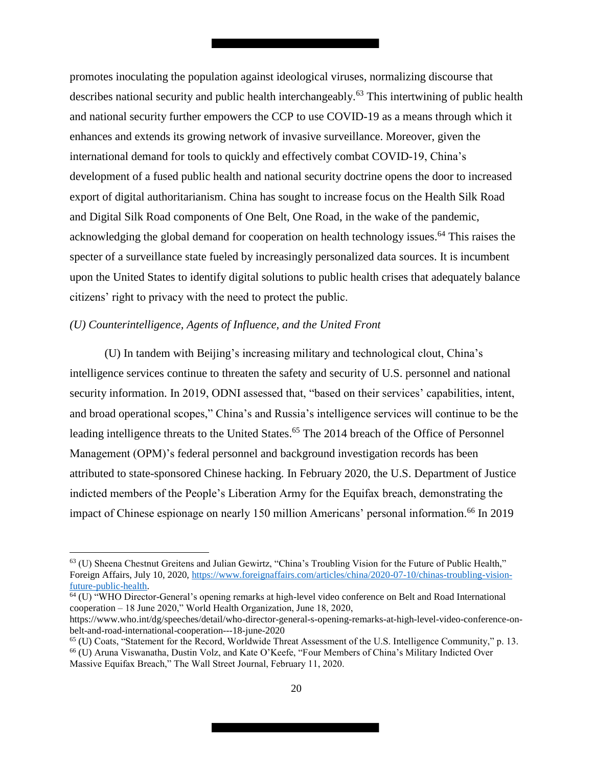promotes inoculating the population against ideological viruses, normalizing discourse that describes national security and public health interchangeably.[63] This intertwining of public health and national security further empowers the CCP to use COVID-19 as a means through which it enhances and extends its growing network of invasive surveillance. Moreover, given the international demand for tools to quickly and effectively combat COVID-19, China's development of a fused public health and national security doctrine opens the door to increased export of digital authoritarianism. China has sought to increase focus on the Health Silk Road and Digital Silk Road components of One Belt, One Road, in the wake of the pandemic, acknowledging the global demand for cooperation on health technology issues.[64] This raises the specter of a surveillance state fueled by increasingly personalized data sources. It is incumbent upon the United States to identify digital solutions to public health crises that adequately balance citizens' right to privacy with the need to protect the public.

*(U) Counterintelligence, Agents of Influence, and the United Front*

(U) In tandem with Beijing's increasing military and technological clout, China's intelligence services continue to threaten the safety and security of U.S. personnel and national security information. In 2019, ODNI assessed that, "based on their services' capabilities, intent, and broad operational scopes," China's and Russia's intelligence services will continue to be the leading intelligence threats to the United States.[65] The 2014 breach of the Office of Personnel Management (OPM)'s federal personnel and background investigation records has been attributed to state-sponsored Chinese hacking. In February 2020, the U.S. Department of Justice indicted members of the People's Liberation Army for the Equifax breach, demonstrating the impact of Chinese espionage on nearly 150 million Americans' personal information.[66] In 2019

---

[63] (U) Sheena Chestnut Greitens and Julian Gewirtz, "China's Troubling Vision for the Future of Public Health," Foreign Affairs, July 10, 2020, https://www.foreignaffairs.com/articles/china/2020-07-10/chinas-troubling-vision-future-public-health.

[64] (U) "WHO Director-General's opening remarks at high-level video conference on Belt and Road International cooperation – 18 June 2020," World Health Organization, June 18, 2020, https://www.who.int/dg/speeches/detail/who-director-general-s-opening-remarks-at-high-level-video-conference-on-belt-and-road-international-cooperation---18-june-2020

[65] (U) Coats, "Statement for the Record, Worldwide Threat Assessment of the U.S. Intelligence Community," p. 13.

[66] (U) Aruna Viswanatha, Dustin Volz, and Kate O'Keefe, "Four Members of China's Military Indicted Over Massive Equifax Breach," The Wall Street Journal, February 11, 2020.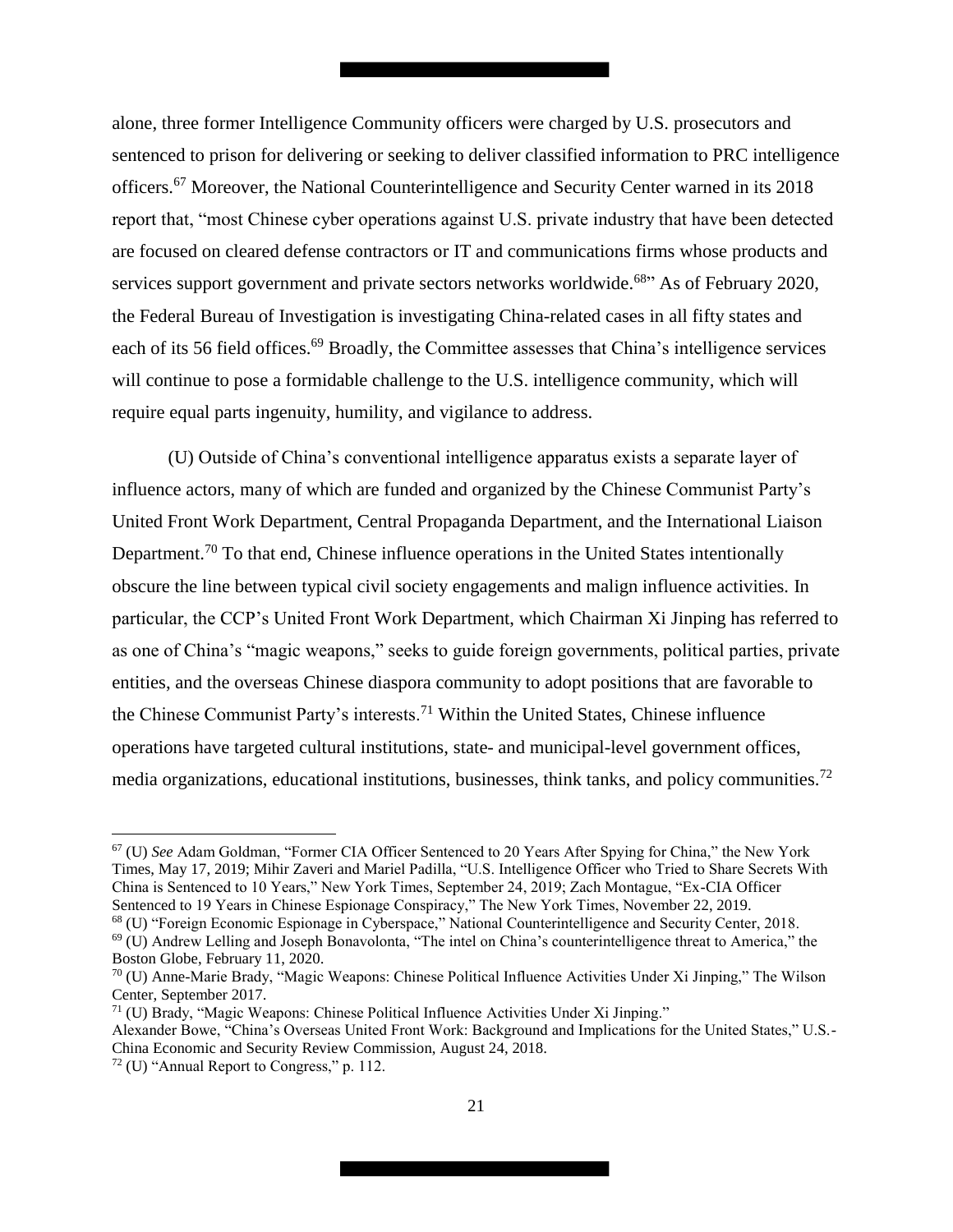alone, three former Intelligence Community officers were charged by U.S. prosecutors and sentenced to prison for delivering or seeking to deliver classified information to PRC intelligence officers.[67] Moreover, the National Counterintelligence and Security Center warned in its 2018 report that, "most Chinese cyber operations against U.S. private industry that have been detected are focused on cleared defense contractors or IT and communications firms whose products and services support government and private sectors networks worldwide.[68]" As of February 2020, the Federal Bureau of Investigation is investigating China-related cases in all fifty states and each of its 56 field offices.[69] Broadly, the Committee assesses that China's intelligence services will continue to pose a formidable challenge to the U.S. intelligence community, which will require equal parts ingenuity, humility, and vigilance to address.

(U) Outside of China's conventional intelligence apparatus exists a separate layer of influence actors, many of which are funded and organized by the Chinese Communist Party's United Front Work Department, Central Propaganda Department, and the International Liaison Department.[70] To that end, Chinese influence operations in the United States intentionally obscure the line between typical civil society engagements and malign influence activities. In particular, the CCP's United Front Work Department, which Chairman Xi Jinping has referred to as one of China's "magic weapons," seeks to guide foreign governments, political parties, private entities, and the overseas Chinese diaspora community to adopt positions that are favorable to the Chinese Communist Party's interests.[71] Within the United States, Chinese influence operations have targeted cultural institutions, state- and municipal-level government offices, media organizations, educational institutions, businesses, think tanks, and policy communities.[72]

---

[67] (U) *See* Adam Goldman, "Former CIA Officer Sentenced to 20 Years After Spying for China," the New York Times, May 17, 2019; Mihir Zaveri and Mariel Padilla, "U.S. Intelligence Officer who Tried to Share Secrets With China is Sentenced to 10 Years," New York Times, September 24, 2019; Zach Montague, "Ex-CIA Officer Sentenced to 19 Years in Chinese Espionage Conspiracy," The New York Times, November 22, 2019.

[68] (U) "Foreign Economic Espionage in Cyberspace," National Counterintelligence and Security Center, 2018.

[69] (U) Andrew Lelling and Joseph Bonavolonta, "The intel on China's counterintelligence threat to America," the Boston Globe, February 11, 2020.

[70] (U) Anne-Marie Brady, "Magic Weapons: Chinese Political Influence Activities Under Xi Jinping," The Wilson Center, September 2017.

[71] (U) Brady, "Magic Weapons: Chinese Political Influence Activities Under Xi Jinping."
Alexander Bowe, "China's Overseas United Front Work: Background and Implications for the United States," U.S.-China Economic and Security Review Commission, August 24, 2018.

[72] (U) "Annual Report to Congress," p. 112.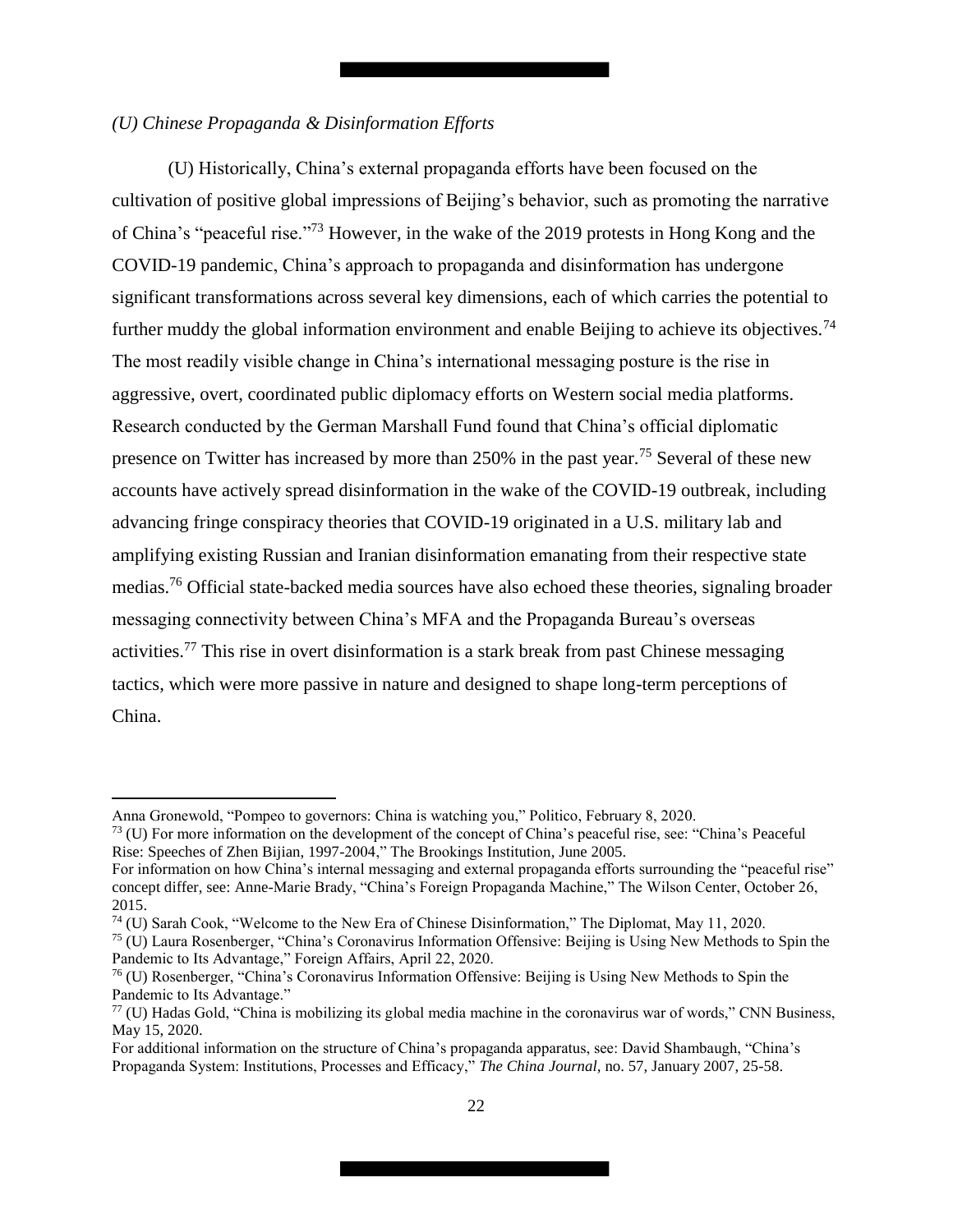*(U) Chinese Propaganda & Disinformation Efforts*

(U) Historically, China's external propaganda efforts have been focused on the cultivation of positive global impressions of Beijing's behavior, such as promoting the narrative of China's "peaceful rise."[73] However, in the wake of the 2019 protests in Hong Kong and the COVID-19 pandemic, China's approach to propaganda and disinformation has undergone significant transformations across several key dimensions, each of which carries the potential to further muddy the global information environment and enable Beijing to achieve its objectives.[74] The most readily visible change in China's international messaging posture is the rise in aggressive, overt, coordinated public diplomacy efforts on Western social media platforms. Research conducted by the German Marshall Fund found that China's official diplomatic presence on Twitter has increased by more than 250% in the past year.[75] Several of these new accounts have actively spread disinformation in the wake of the COVID-19 outbreak, including advancing fringe conspiracy theories that COVID-19 originated in a U.S. military lab and amplifying existing Russian and Iranian disinformation emanating from their respective state medias.[76] Official state-backed media sources have also echoed these theories, signaling broader messaging connectivity between China's MFA and the Propaganda Bureau's overseas activities.[77] This rise in overt disinformation is a stark break from past Chinese messaging tactics, which were more passive in nature and designed to shape long-term perceptions of China.

---

Anna Gronewold, "Pompeo to governors: China is watching you," Politico, February 8, 2020.

[73] (U) For more information on the development of the concept of China's peaceful rise, see: "China's Peaceful Rise: Speeches of Zhen Bijian, 1997-2004," The Brookings Institution, June 2005.

For information on how China's internal messaging and external propaganda efforts surrounding the "peaceful rise" concept differ, see: Anne-Marie Brady, "China's Foreign Propaganda Machine," The Wilson Center, October 26, 2015.

[74] (U) Sarah Cook, "Welcome to the New Era of Chinese Disinformation," The Diplomat, May 11, 2020.

[75] (U) Laura Rosenberger, "China's Coronavirus Information Offensive: Beijing is Using New Methods to Spin the Pandemic to Its Advantage," Foreign Affairs, April 22, 2020.

[76] (U) Rosenberger, "China's Coronavirus Information Offensive: Beijing is Using New Methods to Spin the Pandemic to Its Advantage."

[77] (U) Hadas Gold, "China is mobilizing its global media machine in the coronavirus war of words," CNN Business, May 15, 2020.

For additional information on the structure of China's propaganda apparatus, see: David Shambaugh, "China's Propaganda System: Institutions, Processes and Efficacy," *The China Journal*, no. 57, January 2007, 25-58.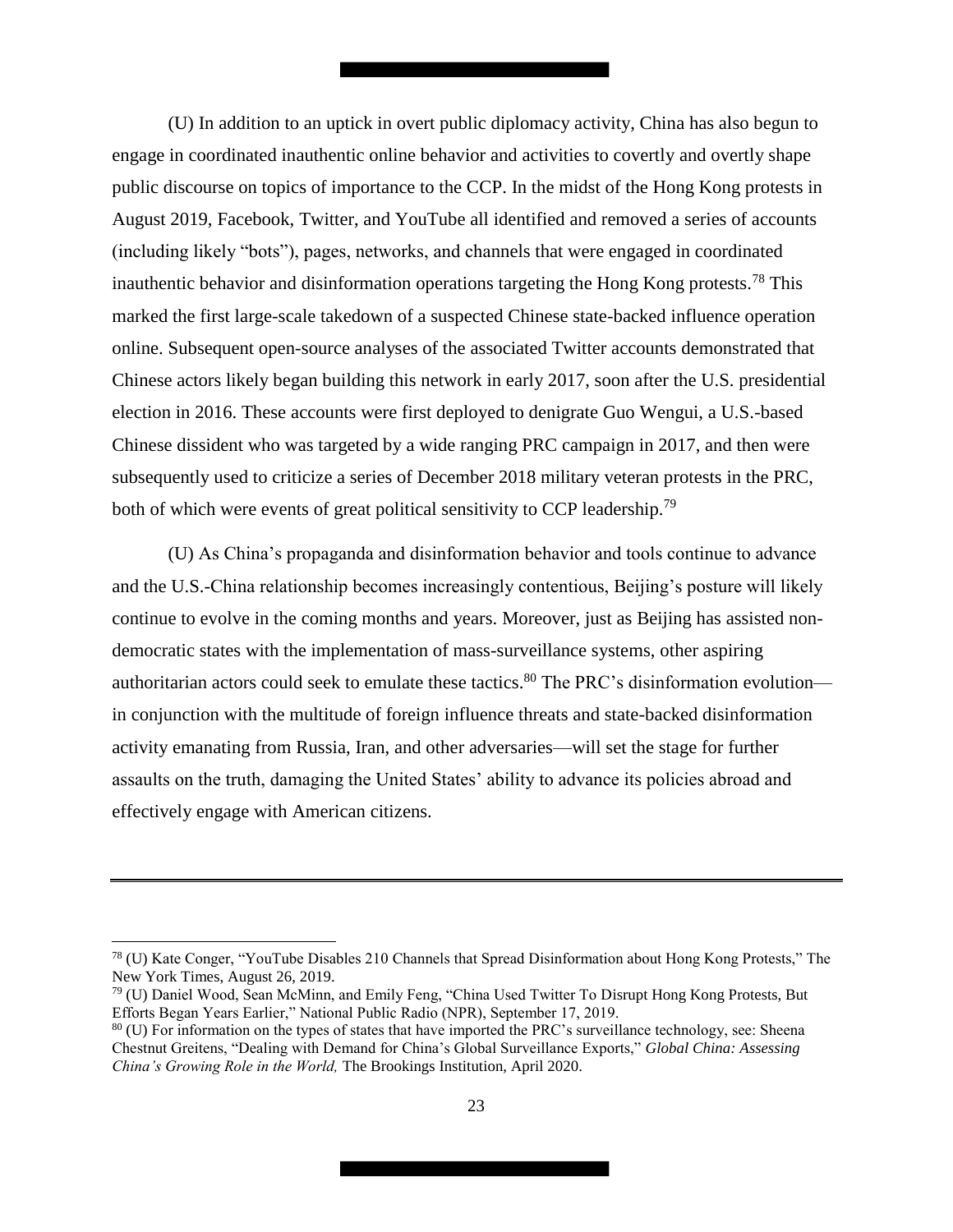(U) In addition to an uptick in overt public diplomacy activity, China has also begun to engage in coordinated inauthentic online behavior and activities to covertly and overtly shape public discourse on topics of importance to the CCP. In the midst of the Hong Kong protests in August 2019, Facebook, Twitter, and YouTube all identified and removed a series of accounts (including likely "bots"), pages, networks, and channels that were engaged in coordinated inauthentic behavior and disinformation operations targeting the Hong Kong protests.[78] This marked the first large-scale takedown of a suspected Chinese state-backed influence operation online. Subsequent open-source analyses of the associated Twitter accounts demonstrated that Chinese actors likely began building this network in early 2017, soon after the U.S. presidential election in 2016. These accounts were first deployed to denigrate Guo Wengui, a U.S.-based Chinese dissident who was targeted by a wide ranging PRC campaign in 2017, and then were subsequently used to criticize a series of December 2018 military veteran protests in the PRC, both of which were events of great political sensitivity to CCP leadership.[79]

(U) As China's propaganda and disinformation behavior and tools continue to advance and the U.S.-China relationship becomes increasingly contentious, Beijing's posture will likely continue to evolve in the coming months and years. Moreover, just as Beijing has assisted non-democratic states with the implementation of mass-surveillance systems, other aspiring authoritarian actors could seek to emulate these tactics.[80] The PRC's disinformation evolution—in conjunction with the multitude of foreign influence threats and state-backed disinformation activity emanating from Russia, Iran, and other adversaries—will set the stage for further assaults on the truth, damaging the United States' ability to advance its policies abroad and effectively engage with American citizens.

---

[78] (U) Kate Conger, "YouTube Disables 210 Channels that Spread Disinformation about Hong Kong Protests," The New York Times, August 26, 2019.

[79] (U) Daniel Wood, Sean McMinn, and Emily Feng, "China Used Twitter To Disrupt Hong Kong Protests, But Efforts Began Years Earlier," National Public Radio (NPR), September 17, 2019.

[80] (U) For information on the types of states that have imported the PRC's surveillance technology, see: Sheena Chestnut Greitens, "Dealing with Demand for China's Global Surveillance Exports," *Global China: Assessing China's Growing Role in the World,* The Brookings Institution, April 2020.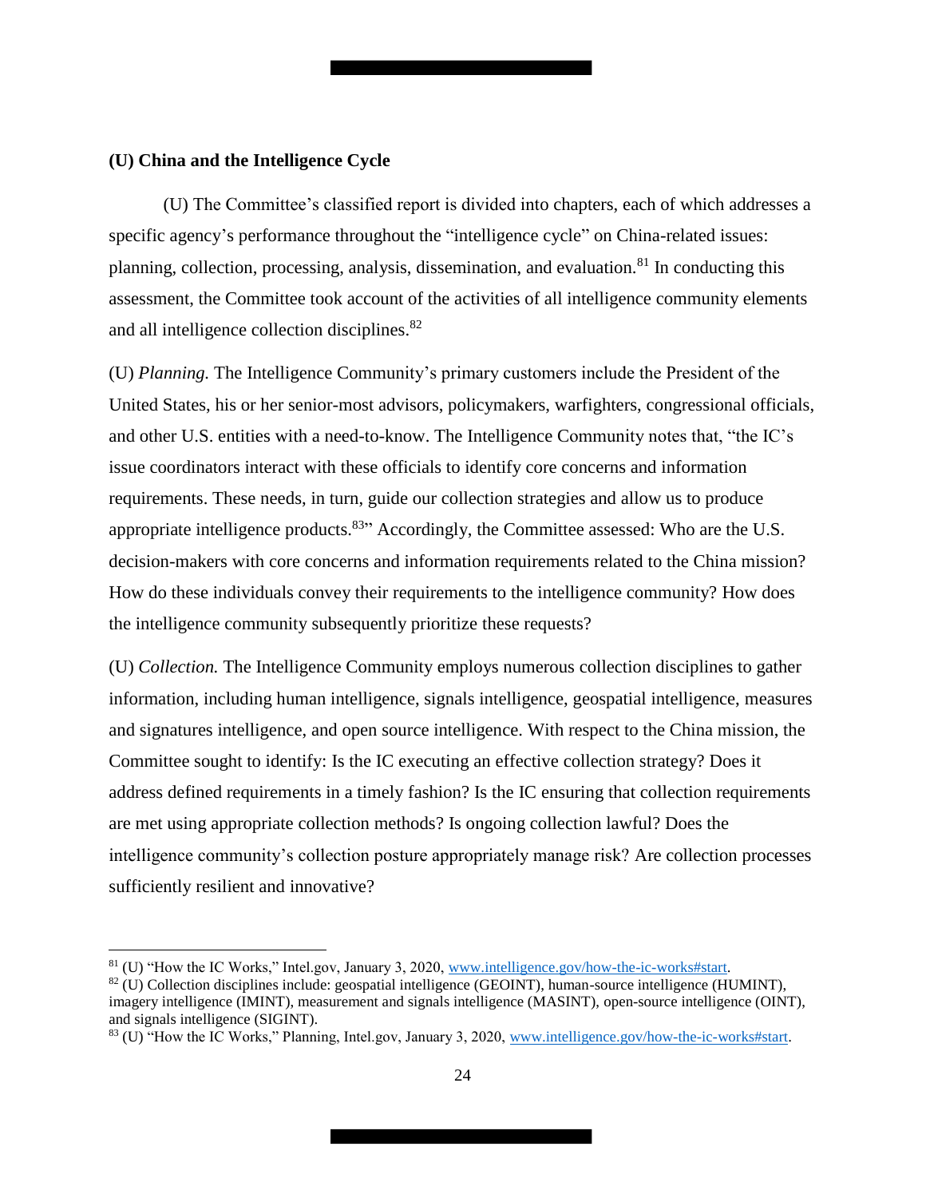**(U) China and the Intelligence Cycle**

(U) The Committee's classified report is divided into chapters, each of which addresses a specific agency's performance throughout the "intelligence cycle" on China-related issues: planning, collection, processing, analysis, dissemination, and evaluation.[81] In conducting this assessment, the Committee took account of the activities of all intelligence community elements and all intelligence collection disciplines.[82]

(U) *Planning.* The Intelligence Community's primary customers include the President of the United States, his or her senior-most advisors, policymakers, warfighters, congressional officials, and other U.S. entities with a need-to-know. The Intelligence Community notes that, "the IC's issue coordinators interact with these officials to identify core concerns and information requirements. These needs, in turn, guide our collection strategies and allow us to produce appropriate intelligence products.[83]" Accordingly, the Committee assessed: Who are the U.S. decision-makers with core concerns and information requirements related to the China mission? How do these individuals convey their requirements to the intelligence community? How does the intelligence community subsequently prioritize these requests?

(U) *Collection.* The Intelligence Community employs numerous collection disciplines to gather information, including human intelligence, signals intelligence, geospatial intelligence, measures and signatures intelligence, and open source intelligence. With respect to the China mission, the Committee sought to identify: Is the IC executing an effective collection strategy? Does it address defined requirements in a timely fashion? Is the IC ensuring that collection requirements are met using appropriate collection methods? Is ongoing collection lawful? Does the intelligence community's collection posture appropriately manage risk? Are collection processes sufficiently resilient and innovative?

---

[81] (U) "How the IC Works," Intel.gov, January 3, 2020, www.intelligence.gov/how-the-ic-works#start.

[82] (U) Collection disciplines include: geospatial intelligence (GEOINT), human-source intelligence (HUMINT), imagery intelligence (IMINT), measurement and signals intelligence (MASINT), open-source intelligence (OINT), and signals intelligence (SIGINT).

[83] (U) "How the IC Works," Planning, Intel.gov, January 3, 2020, www.intelligence.gov/how-the-ic-works#start.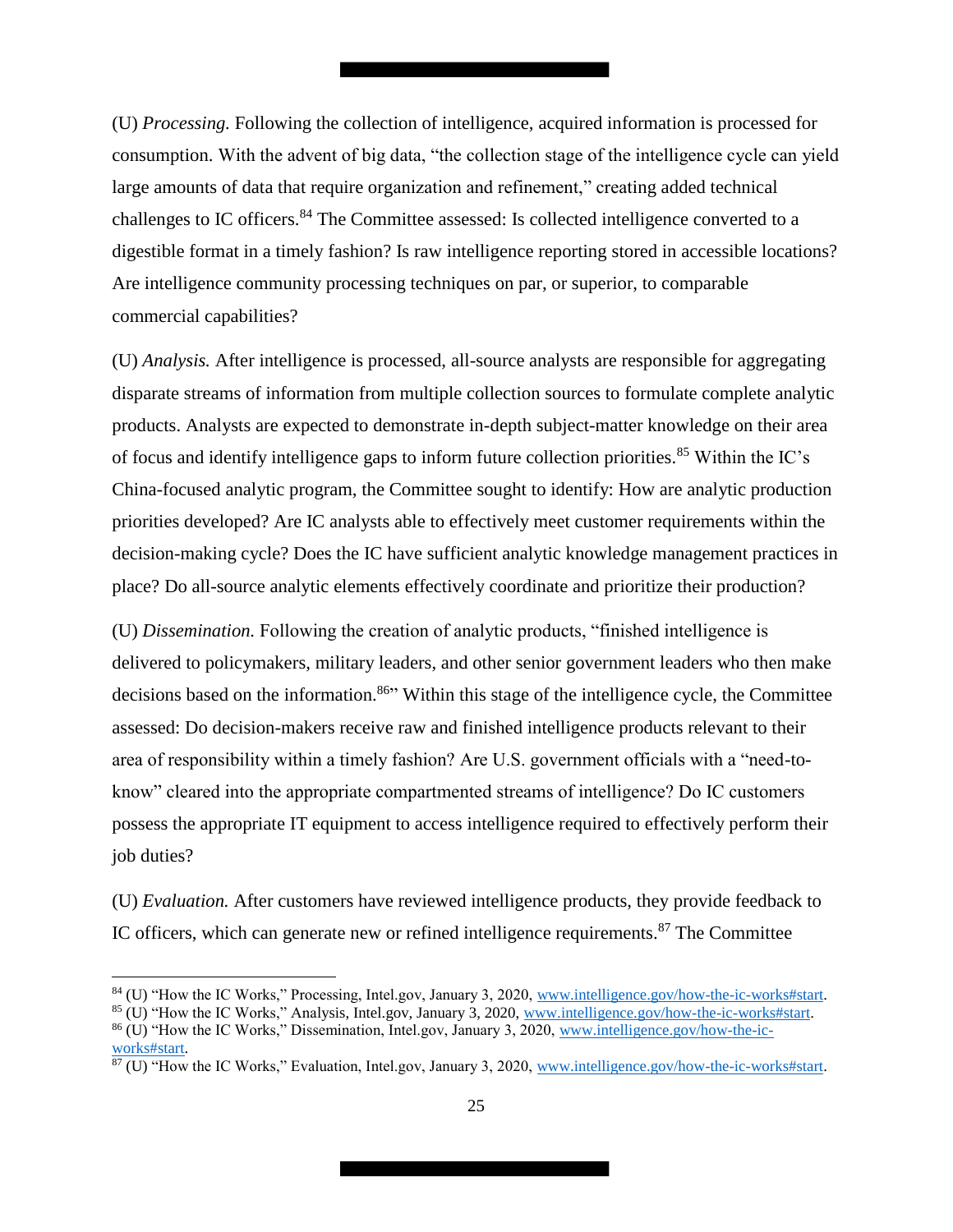(U) *Processing.* Following the collection of intelligence, acquired information is processed for consumption. With the advent of big data, "the collection stage of the intelligence cycle can yield large amounts of data that require organization and refinement," creating added technical challenges to IC officers.[84] The Committee assessed: Is collected intelligence converted to a digestible format in a timely fashion? Is raw intelligence reporting stored in accessible locations? Are intelligence community processing techniques on par, or superior, to comparable commercial capabilities?

(U) *Analysis.* After intelligence is processed, all-source analysts are responsible for aggregating disparate streams of information from multiple collection sources to formulate complete analytic products. Analysts are expected to demonstrate in-depth subject-matter knowledge on their area of focus and identify intelligence gaps to inform future collection priorities.[85] Within the IC's China-focused analytic program, the Committee sought to identify: How are analytic production priorities developed? Are IC analysts able to effectively meet customer requirements within the decision-making cycle? Does the IC have sufficient analytic knowledge management practices in place? Do all-source analytic elements effectively coordinate and prioritize their production?

(U) *Dissemination.* Following the creation of analytic products, "finished intelligence is delivered to policymakers, military leaders, and other senior government leaders who then make decisions based on the information.[86]" Within this stage of the intelligence cycle, the Committee assessed: Do decision-makers receive raw and finished intelligence products relevant to their area of responsibility within a timely fashion? Are U.S. government officials with a "need-to-know" cleared into the appropriate compartmented streams of intelligence? Do IC customers possess the appropriate IT equipment to access intelligence required to effectively perform their job duties?

(U) *Evaluation.* After customers have reviewed intelligence products, they provide feedback to IC officers, which can generate new or refined intelligence requirements.[87] The Committee

---

[84] (U) "How the IC Works," Processing, Intel.gov, January 3, 2020, www.intelligence.gov/how-the-ic-works#start.

[85] (U) "How the IC Works," Analysis, Intel.gov, January 3, 2020, www.intelligence.gov/how-the-ic-works#start.

[86] (U) "How the IC Works," Dissemination, Intel.gov, January 3, 2020, www.intelligence.gov/how-the-ic-works#start.

[87] (U) "How the IC Works," Evaluation, Intel.gov, January 3, 2020, www.intelligence.gov/how-the-ic-works#start.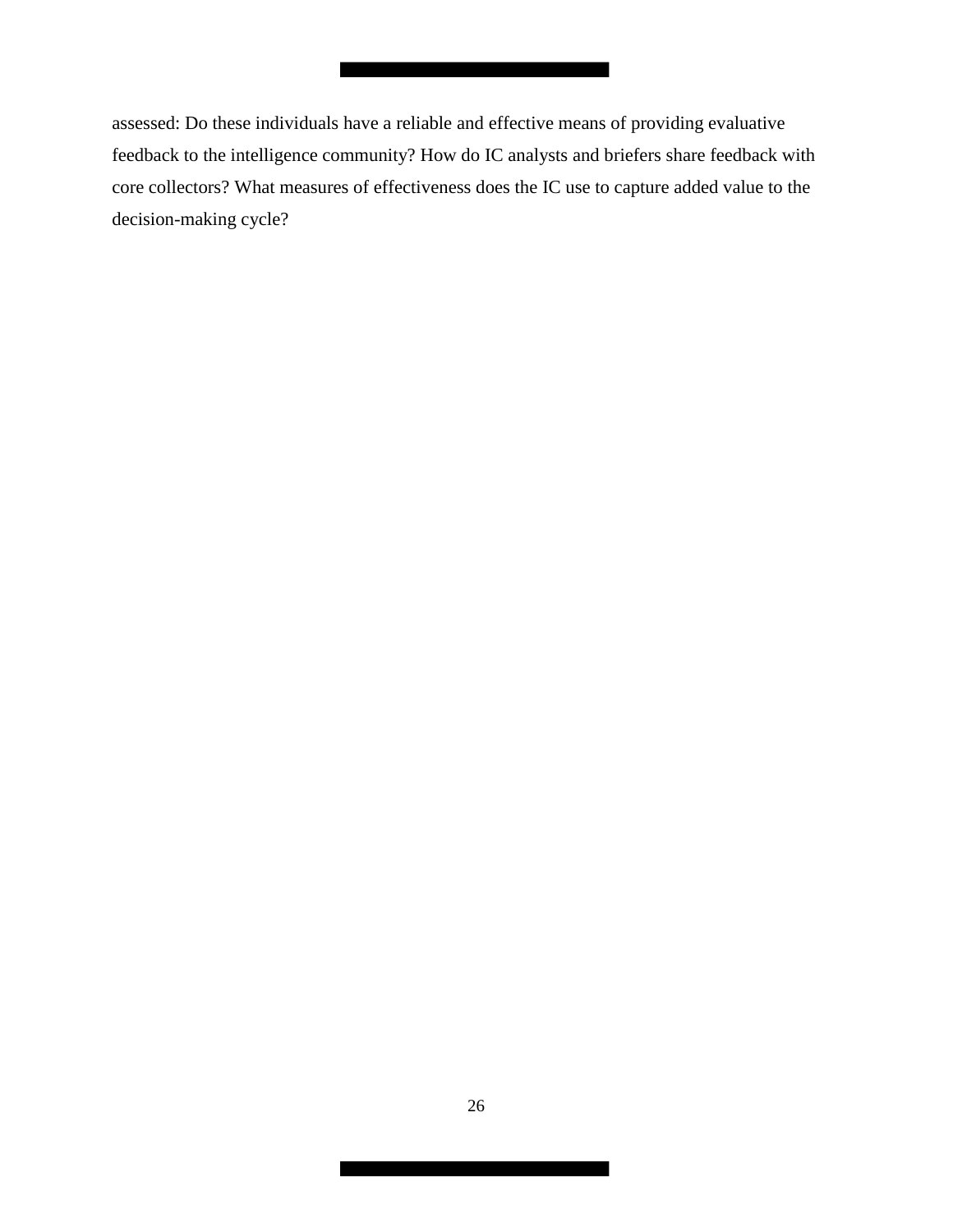assessed: Do these individuals have a reliable and effective means of providing evaluative feedback to the intelligence community? How do IC analysts and briefers share feedback with core collectors? What measures of effectiveness does the IC use to capture added value to the decision-making cycle?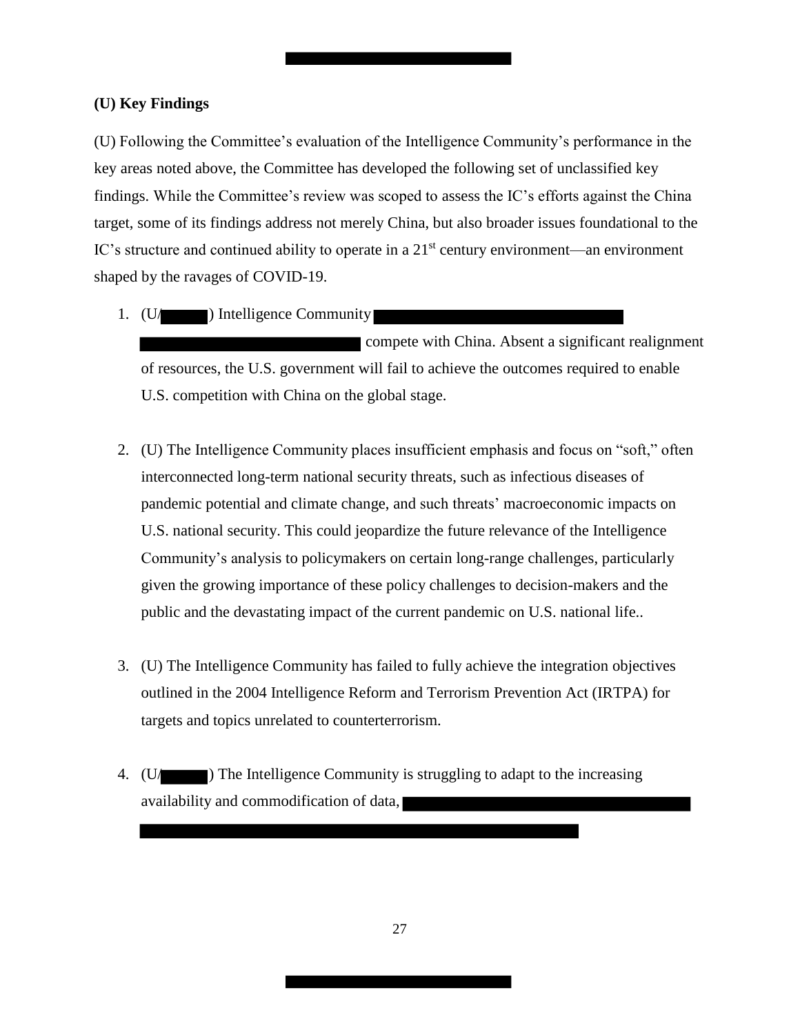## (U) Key Findings

(U) Following the Committee's evaluation of the Intelligence Community's performance in the key areas noted above, the Committee has developed the following set of unclassified key findings. While the Committee's review was scoped to assess the IC's efforts against the China target, some of its findings address not merely China, but also broader issues foundational to the IC's structure and continued ability to operate in a 21st century environment—an environment shaped by the ravages of COVID-19.

1. (U/ ) Intelligence Community compete with China. Absent a significant realignment of resources, the U.S. government will fail to achieve the outcomes required to enable U.S. competition with China on the global stage.

2. (U) The Intelligence Community places insufficient emphasis and focus on "soft," often interconnected long-term national security threats, such as infectious diseases of pandemic potential and climate change, and such threats' macroeconomic impacts on U.S. national security. This could jeopardize the future relevance of the Intelligence Community's analysis to policymakers on certain long-range challenges, particularly given the growing importance of these policy challenges to decision-makers and the public and the devastating impact of the current pandemic on U.S. national life..

3. (U) The Intelligence Community has failed to fully achieve the integration objectives outlined in the 2004 Intelligence Reform and Terrorism Prevention Act (IRTPA) for targets and topics unrelated to counterterrorism.

4. (U/ ) The Intelligence Community is struggling to adapt to the increasing availability and commodification of data,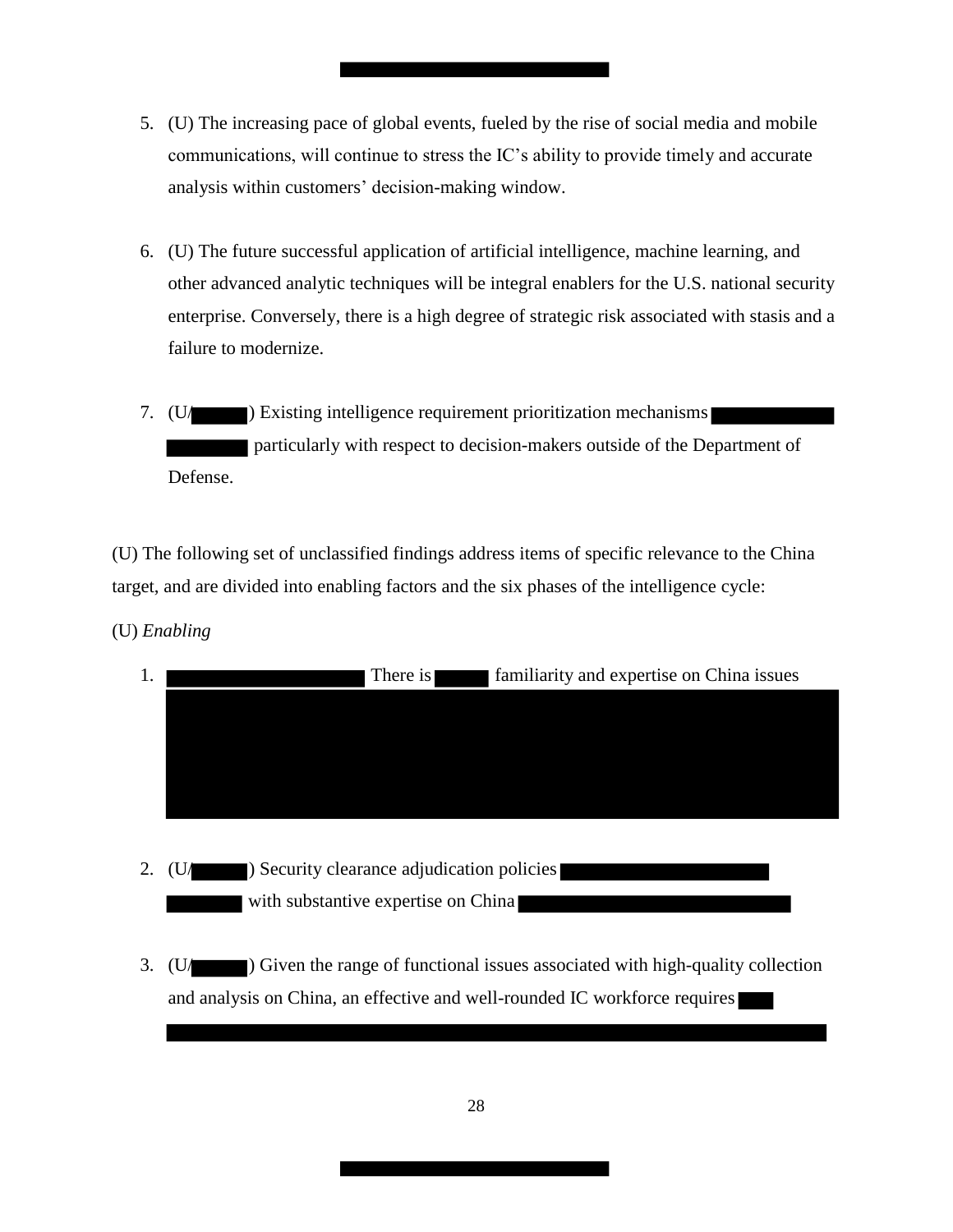5. (U) The increasing pace of global events, fueled by the rise of social media and mobile communications, will continue to stress the IC's ability to provide timely and accurate analysis within customers' decision-making window.

6. (U) The future successful application of artificial intelligence, machine learning, and other advanced analytic techniques will be integral enablers for the U.S. national security enterprise. Conversely, there is a high degree of strategic risk associated with stasis and a failure to modernize.

7. (U/ ) Existing intelligence requirement prioritization mechanisms particularly with respect to decision-makers outside of the Department of Defense.

(U) The following set of unclassified findings address items of specific relevance to the China target, and are divided into enabling factors and the six phases of the intelligence cycle:

(U) *Enabling*

1. There is familiarity and expertise on China issues

2. (U/ ) Security clearance adjudication policies with substantive expertise on China

3. (U/ ) Given the range of functional issues associated with high-quality collection and analysis on China, an effective and well-rounded IC workforce requires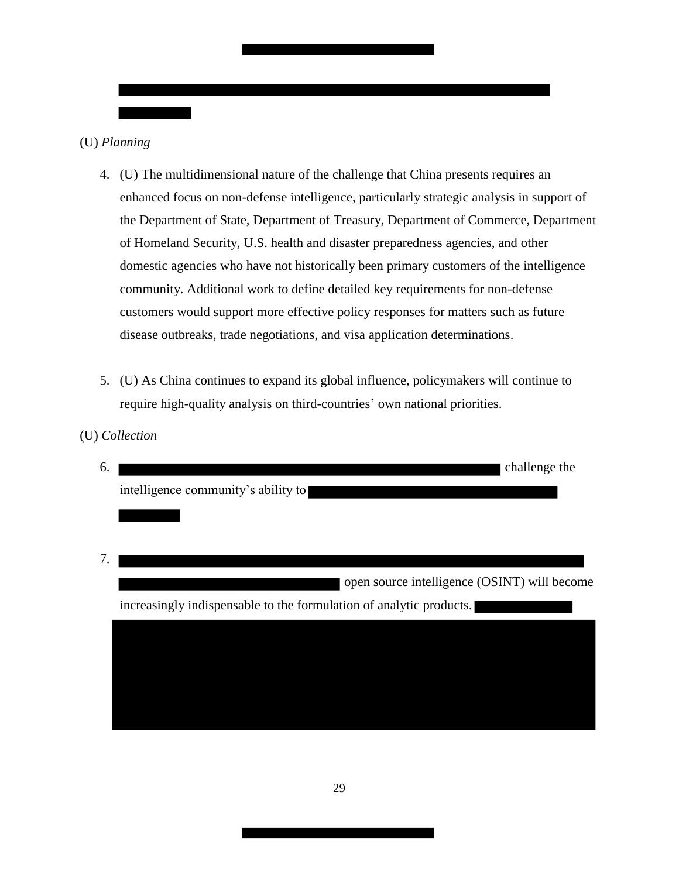(U) *Planning*

4. (U) The multidimensional nature of the challenge that China presents requires an enhanced focus on non-defense intelligence, particularly strategic analysis in support of the Department of State, Department of Treasury, Department of Commerce, Department of Homeland Security, U.S. health and disaster preparedness agencies, and other domestic agencies who have not historically been primary customers of the intelligence community. Additional work to define detailed key requirements for non-defense customers would support more effective policy responses for matters such as future disease outbreaks, trade negotiations, and visa application determinations.

5. (U) As China continues to expand its global influence, policymakers will continue to require high-quality analysis on third-countries' own national priorities.

(U) *Collection*

6. [REDACTED] challenge the intelligence community's ability to [REDACTED]

7. [REDACTED] open source intelligence (OSINT) will become increasingly indispensable to the formulation of analytic products. [REDACTED]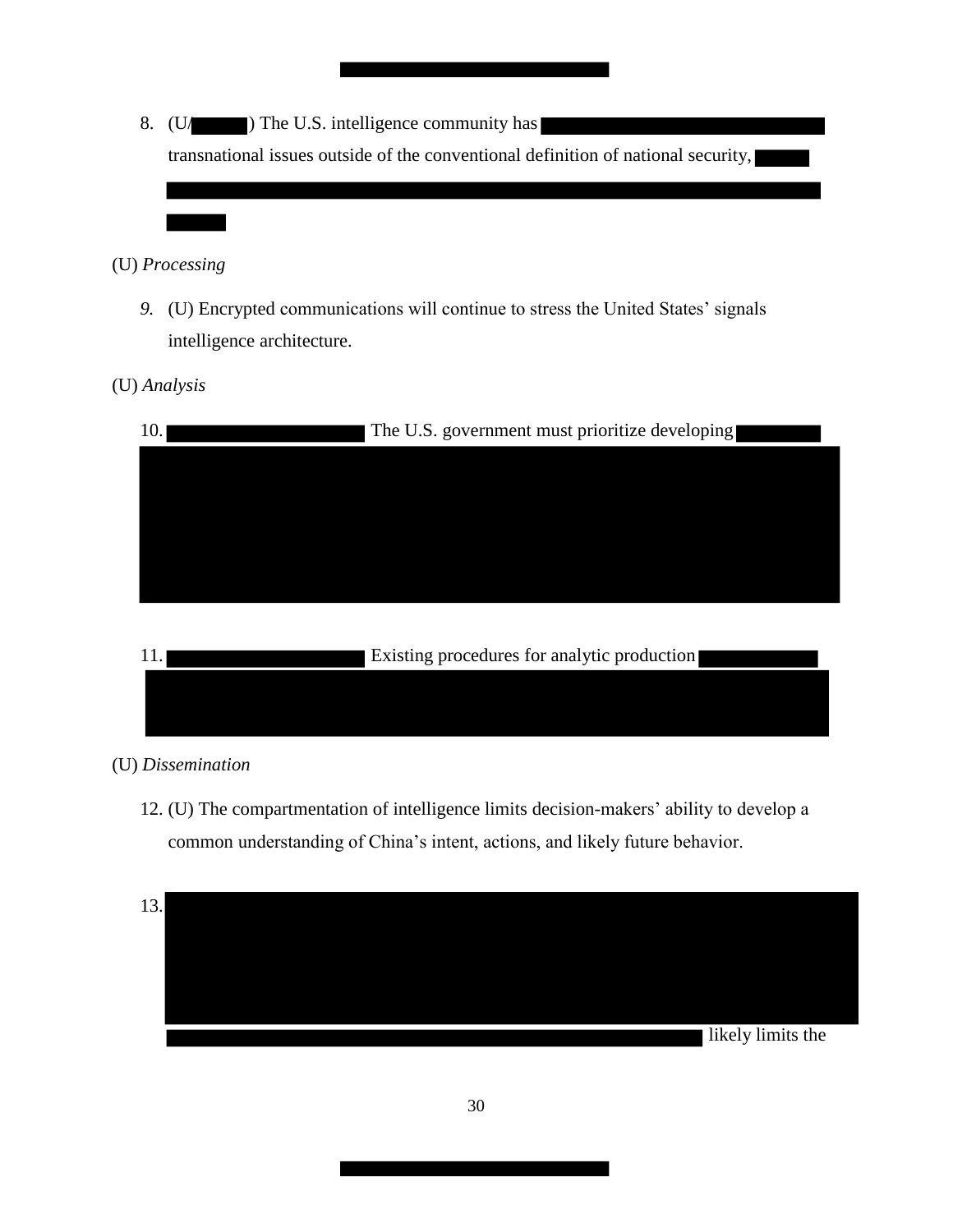8. (U/ ) The U.S. intelligence community has transnational issues outside of the conventional definition of national security,

(U) *Processing*

9. (U) Encrypted communications will continue to stress the United States' signals intelligence architecture.

(U) *Analysis*

10. The U.S. government must prioritize developing

11. Existing procedures for analytic production

(U) *Dissemination*

12. (U) The compartmentation of intelligence limits decision-makers' ability to develop a common understanding of China's intent, actions, and likely future behavior.

13. likely limits the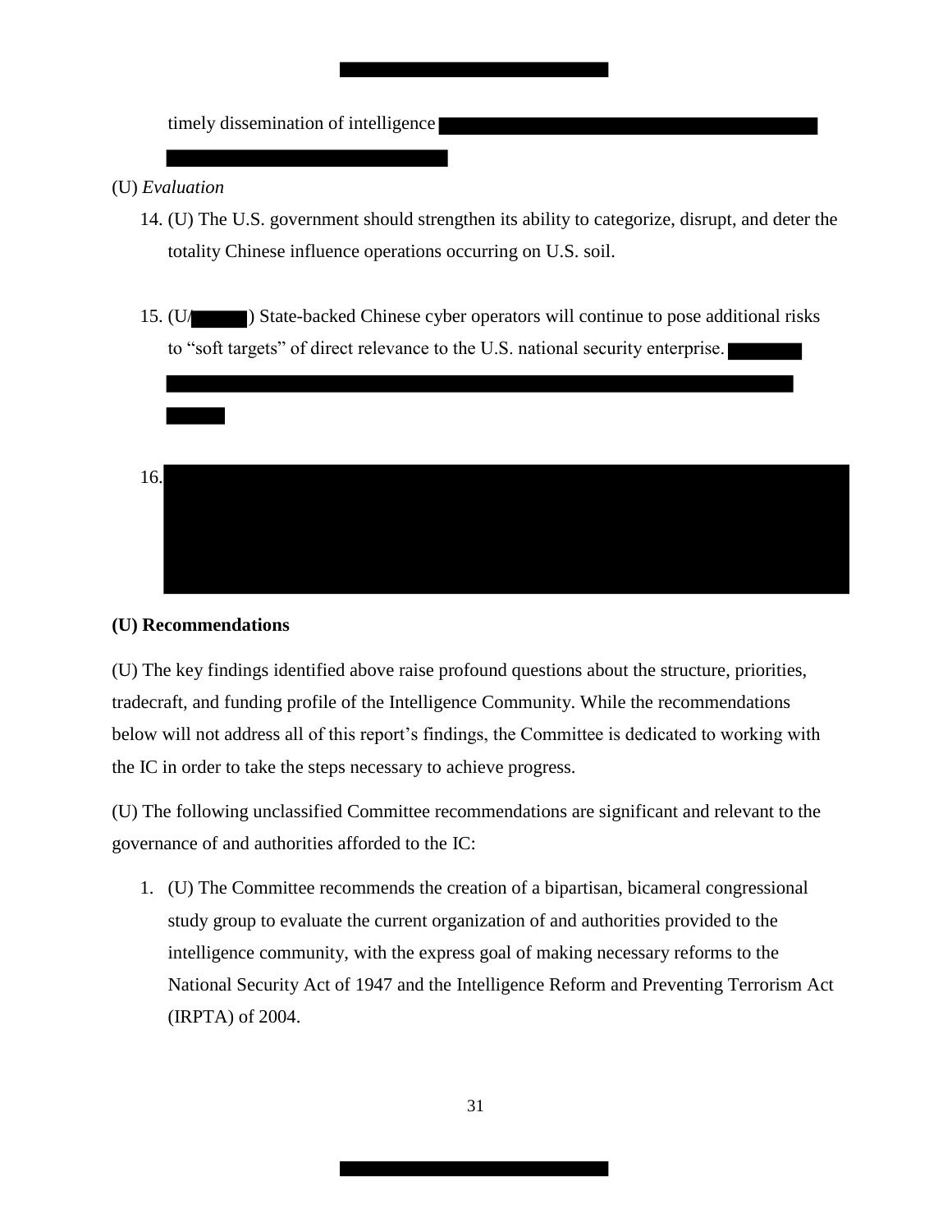timely dissemination of intelligence

(U) *Evaluation*

14. (U) The U.S. government should strengthen its ability to categorize, disrupt, and deter the totality Chinese influence operations occurring on U.S. soil.

15. (U/ ) State-backed Chinese cyber operators will continue to pose additional risks to "soft targets" of direct relevance to the U.S. national security enterprise.

16.

**(U) Recommendations**

(U) The key findings identified above raise profound questions about the structure, priorities, tradecraft, and funding profile of the Intelligence Community. While the recommendations below will not address all of this report's findings, the Committee is dedicated to working with the IC in order to take the steps necessary to achieve progress.

(U) The following unclassified Committee recommendations are significant and relevant to the governance of and authorities afforded to the IC:

1. (U) The Committee recommends the creation of a bipartisan, bicameral congressional study group to evaluate the current organization of and authorities provided to the intelligence community, with the express goal of making necessary reforms to the National Security Act of 1947 and the Intelligence Reform and Preventing Terrorism Act (IRPTA) of 2004.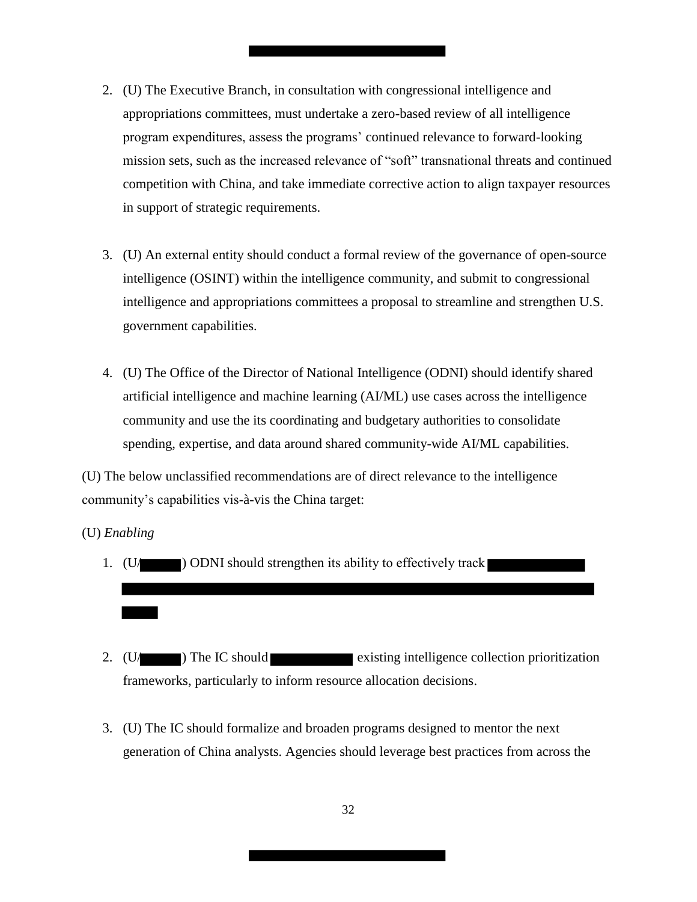2. (U) The Executive Branch, in consultation with congressional intelligence and appropriations committees, must undertake a zero-based review of all intelligence program expenditures, assess the programs' continued relevance to forward-looking mission sets, such as the increased relevance of "soft" transnational threats and continued competition with China, and take immediate corrective action to align taxpayer resources in support of strategic requirements.

3. (U) An external entity should conduct a formal review of the governance of open-source intelligence (OSINT) within the intelligence community, and submit to congressional intelligence and appropriations committees a proposal to streamline and strengthen U.S. government capabilities.

4. (U) The Office of the Director of National Intelligence (ODNI) should identify shared artificial intelligence and machine learning (AI/ML) use cases across the intelligence community and use the its coordinating and budgetary authorities to consolidate spending, expertise, and data around shared community-wide AI/ML capabilities.

(U) The below unclassified recommendations are of direct relevance to the intelligence community's capabilities vis-à-vis the China target:

(U) *Enabling*

1. (U/ ) ODNI should strengthen its ability to effectively track

2. (U/ ) The IC should existing intelligence collection prioritization frameworks, particularly to inform resource allocation decisions.

3. (U) The IC should formalize and broaden programs designed to mentor the next generation of China analysts. Agencies should leverage best practices from across the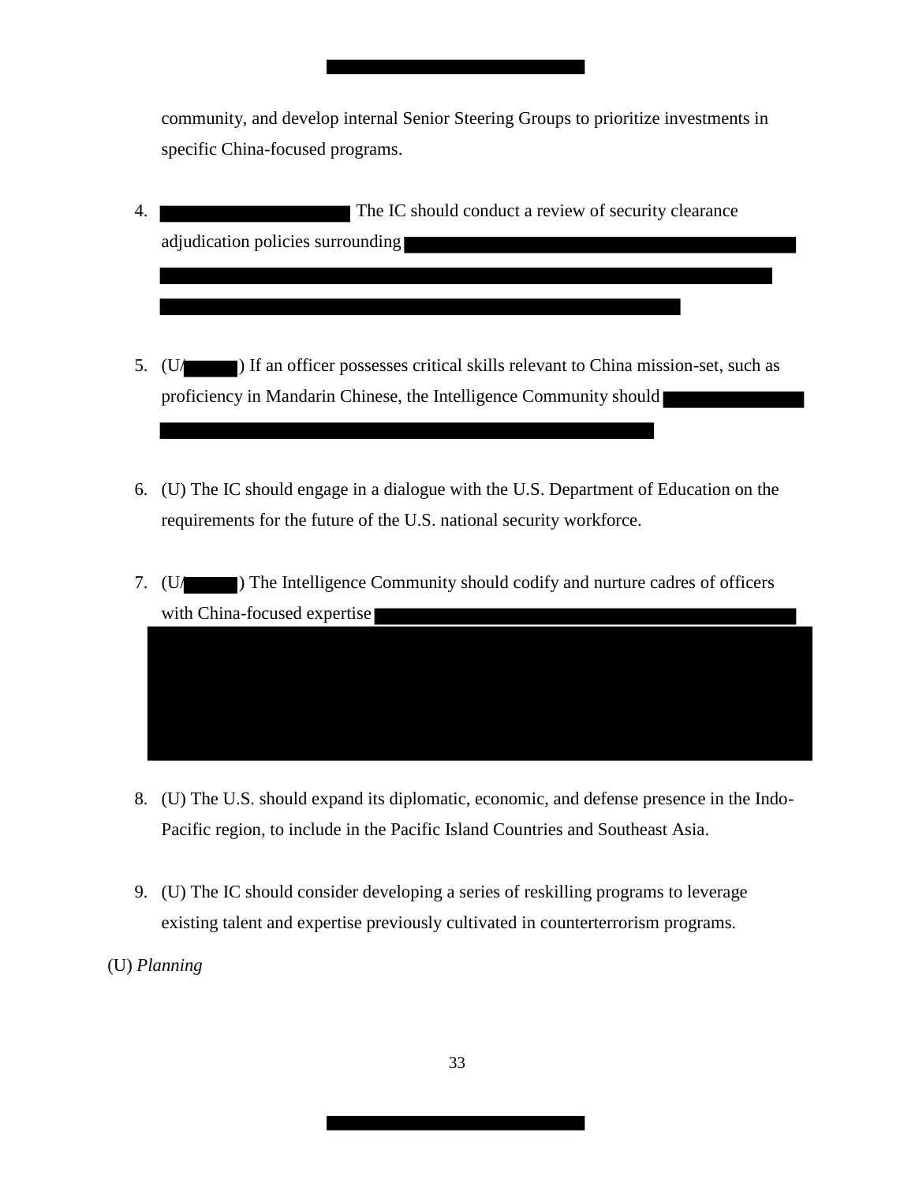community, and develop internal Senior Steering Groups to prioritize investments in specific China-focused programs.

4. The IC should conduct a review of security clearance adjudication policies surrounding

5. (U/ ) If an officer possesses critical skills relevant to China mission-set, such as proficiency in Mandarin Chinese, the Intelligence Community should

6. (U) The IC should engage in a dialogue with the U.S. Department of Education on the requirements for the future of the U.S. national security workforce.

7. (U/ ) The Intelligence Community should codify and nurture cadres of officers with China-focused expertise

8. (U) The U.S. should expand its diplomatic, economic, and defense presence in the Indo-Pacific region, to include in the Pacific Island Countries and Southeast Asia.

9. (U) The IC should consider developing a series of reskilling programs to leverage existing talent and expertise previously cultivated in counterterrorism programs.

(U) *Planning*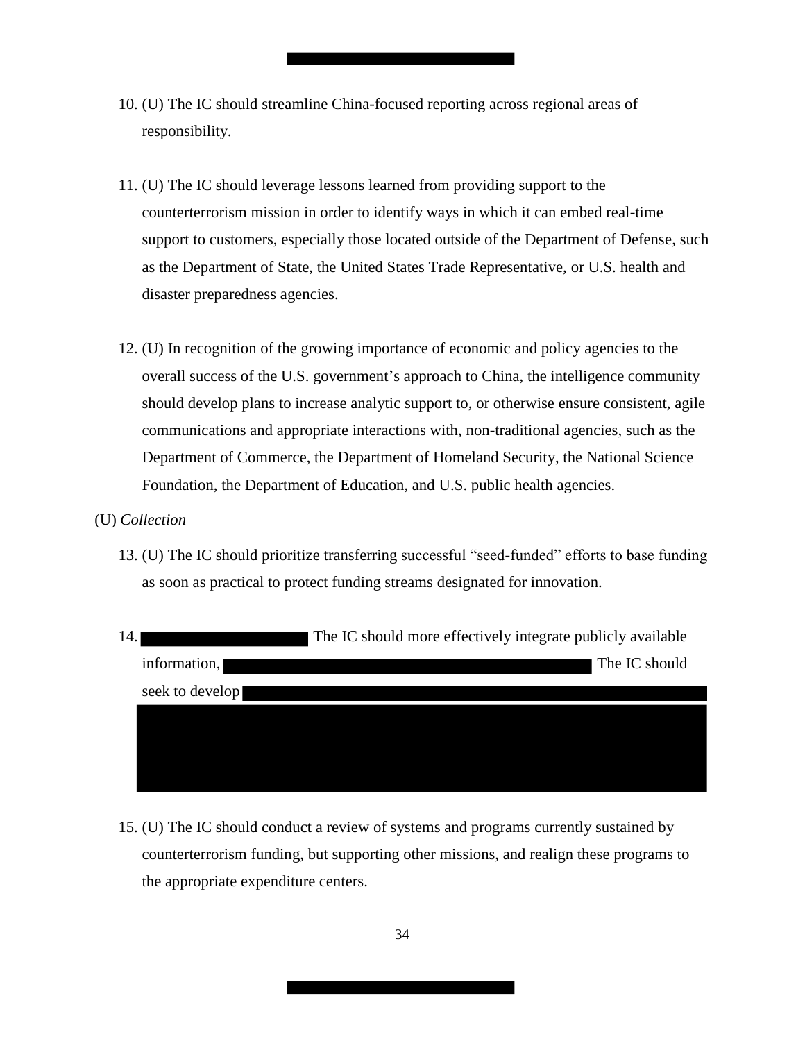10. (U) The IC should streamline China-focused reporting across regional areas of responsibility.

11. (U) The IC should leverage lessons learned from providing support to the counterterrorism mission in order to identify ways in which it can embed real-time support to customers, especially those located outside of the Department of Defense, such as the Department of State, the United States Trade Representative, or U.S. health and disaster preparedness agencies.

12. (U) In recognition of the growing importance of economic and policy agencies to the overall success of the U.S. government's approach to China, the intelligence community should develop plans to increase analytic support to, or otherwise ensure consistent, agile communications and appropriate interactions with, non-traditional agencies, such as the Department of Commerce, the Department of Homeland Security, the National Science Foundation, the Department of Education, and U.S. public health agencies.

(U) *Collection*

13. (U) The IC should prioritize transferring successful "seed-funded" efforts to base funding as soon as practical to protect funding streams designated for innovation.

14. The IC should more effectively integrate publicly available information, The IC should seek to develop

15. (U) The IC should conduct a review of systems and programs currently sustained by counterterrorism funding, but supporting other missions, and realign these programs to the appropriate expenditure centers.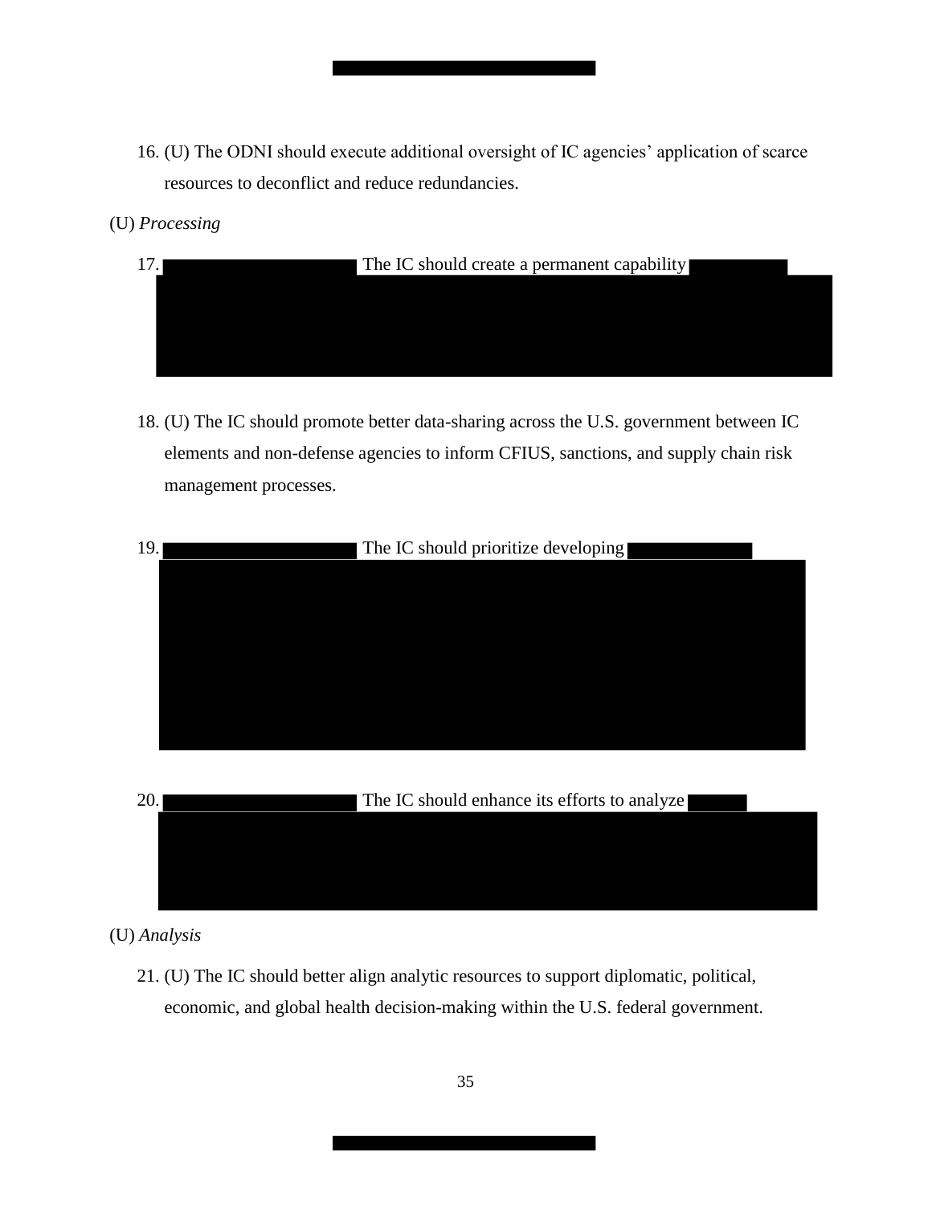16. (U) The ODNI should execute additional oversight of IC agencies' application of scarce resources to deconflict and reduce redundancies.

(U) *Processing*

17. The IC should create a permanent capability

18. (U) The IC should promote better data-sharing across the U.S. government between IC elements and non-defense agencies to inform CFIUS, sanctions, and supply chain risk management processes.

19. The IC should prioritize developing

20. The IC should enhance its efforts to analyze

(U) *Analysis*

21. (U) The IC should better align analytic resources to support diplomatic, political, economic, and global health decision-making within the U.S. federal government.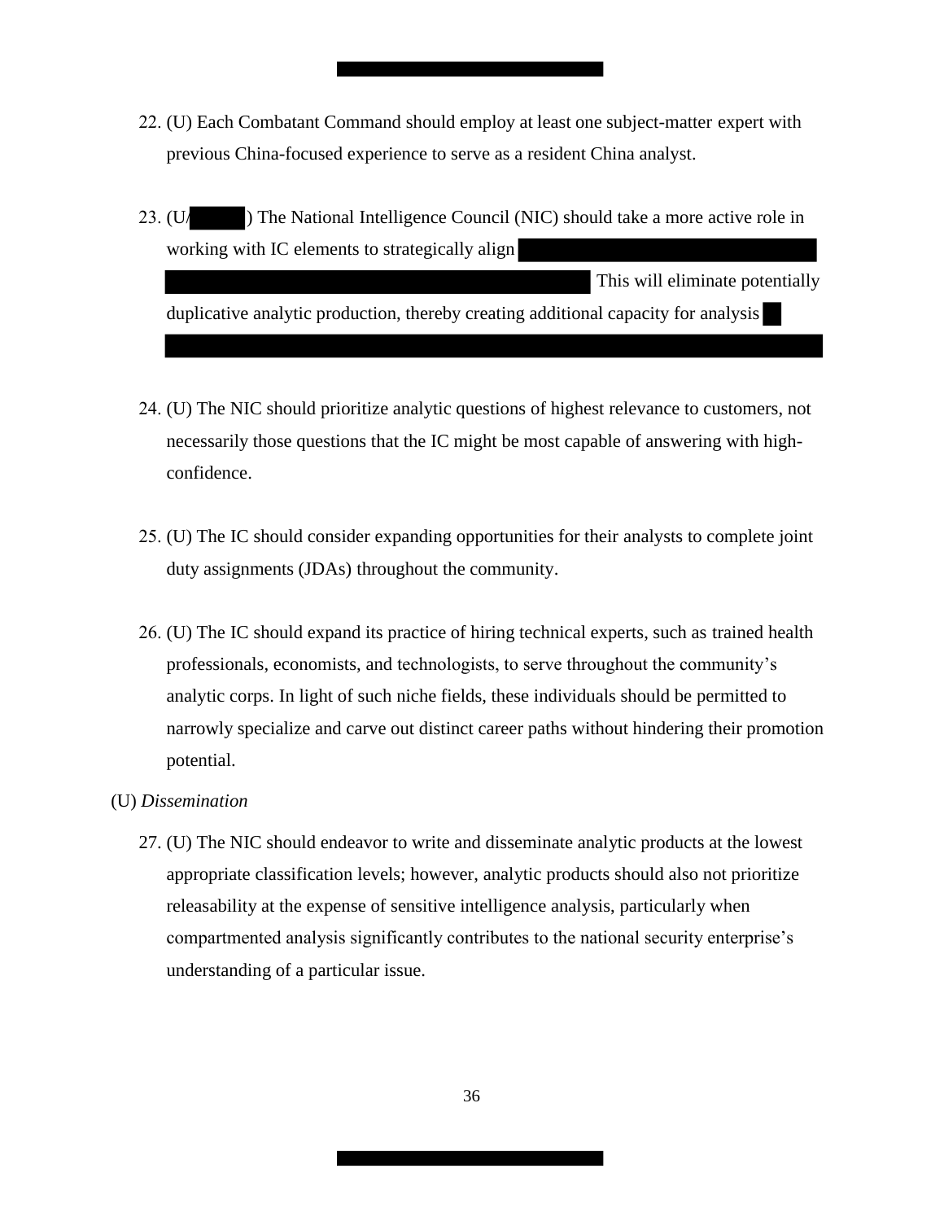22. (U) Each Combatant Command should employ at least one subject-matter expert with previous China-focused experience to serve as a resident China analyst.

23. (U/ ) The National Intelligence Council (NIC) should take a more active role in working with IC elements to strategically align  This will eliminate potentially duplicative analytic production, thereby creating additional capacity for analysis

24. (U) The NIC should prioritize analytic questions of highest relevance to customers, not necessarily those questions that the IC might be most capable of answering with high-confidence.

25. (U) The IC should consider expanding opportunities for their analysts to complete joint duty assignments (JDAs) throughout the community.

26. (U) The IC should expand its practice of hiring technical experts, such as trained health professionals, economists, and technologists, to serve throughout the community's analytic corps. In light of such niche fields, these individuals should be permitted to narrowly specialize and carve out distinct career paths without hindering their promotion potential.

(U) *Dissemination*

27. (U) The NIC should endeavor to write and disseminate analytic products at the lowest appropriate classification levels; however, analytic products should also not prioritize releasability at the expense of sensitive intelligence analysis, particularly when compartmented analysis significantly contributes to the national security enterprise's understanding of a particular issue.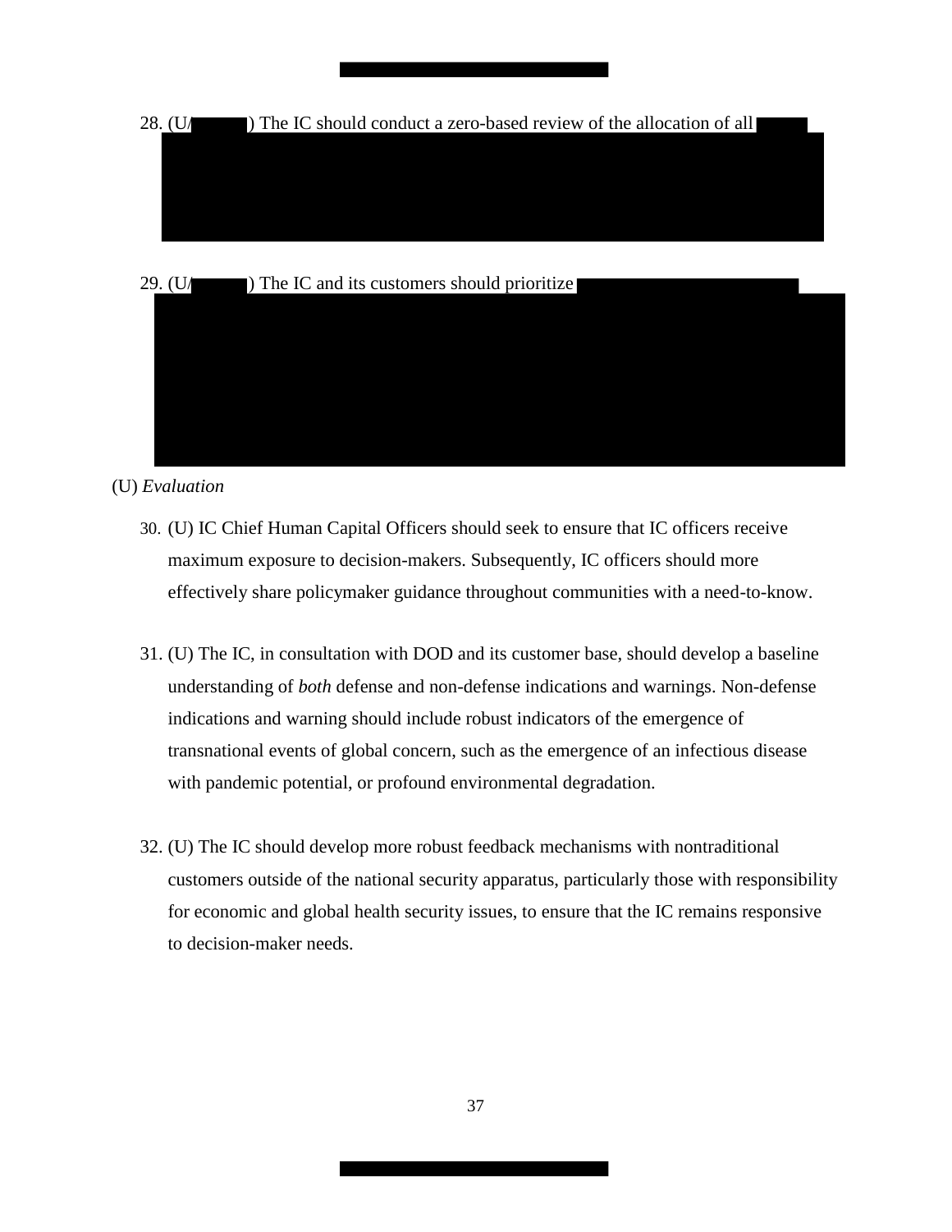28. (U/ ) The IC should conduct a zero-based review of the allocation of all

29. (U/ ) The IC and its customers should prioritize

(U) *Evaluation*

30. (U) IC Chief Human Capital Officers should seek to ensure that IC officers receive maximum exposure to decision-makers. Subsequently, IC officers should more effectively share policymaker guidance throughout communities with a need-to-know.

31. (U) The IC, in consultation with DOD and its customer base, should develop a baseline understanding of *both* defense and non-defense indications and warnings. Non-defense indications and warning should include robust indicators of the emergence of transnational events of global concern, such as the emergence of an infectious disease with pandemic potential, or profound environmental degradation.

32. (U) The IC should develop more robust feedback mechanisms with nontraditional customers outside of the national security apparatus, particularly those with responsibility for economic and global health security issues, to ensure that the IC remains responsive to decision-maker needs.